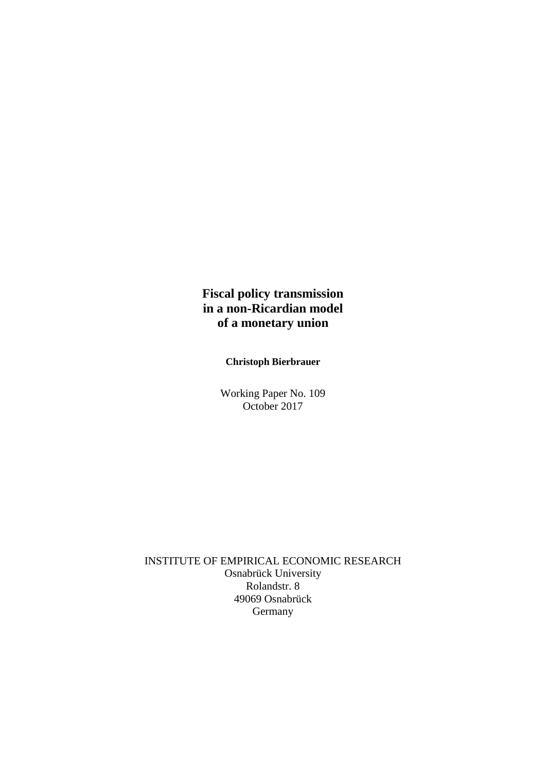# Fiscal policy transmission in a non-Ricardian model of a monetary union

**Christoph Bierbrauer**

Working Paper No. 109
October 2017

INSTITUTE OF EMPIRICAL ECONOMIC RESEARCH
Osnabrück University
Rolandstr. 8
49069 Osnabrück
Germany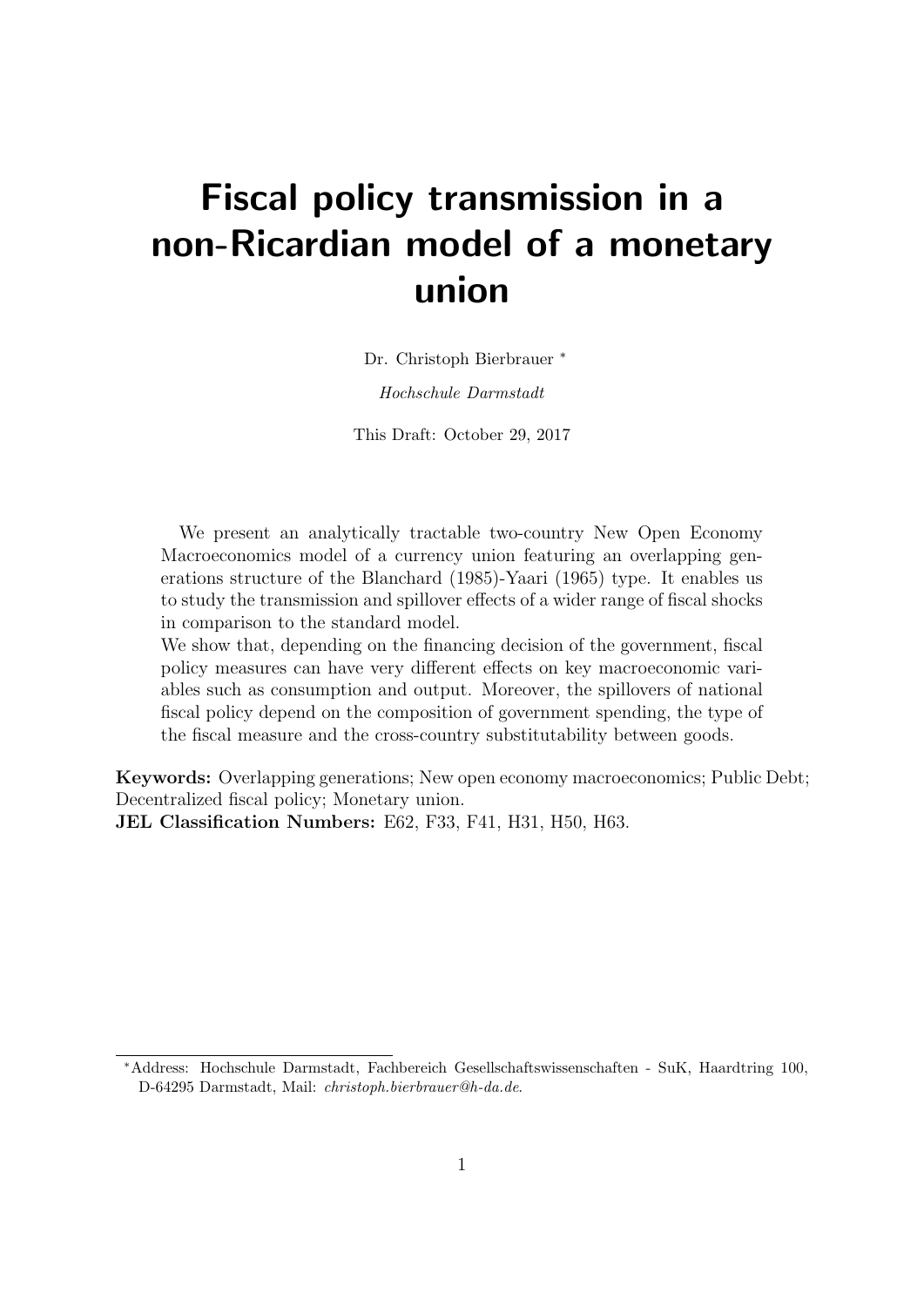# Fiscal policy transmission in a non-Ricardian model of a monetary union

Dr. Christoph Bierbrauer [*]

*Hochschule Darmstadt*

This Draft: October 29, 2017

We present an analytically tractable two-country New Open Economy Macroeconomics model of a currency union featuring an overlapping generations structure of the Blanchard (1985)-Yaari (1965) type. It enables us to study the transmission and spillover effects of a wider range of fiscal shocks in comparison to the standard model.
We show that, depending on the financing decision of the government, fiscal policy measures can have very different effects on key macroeconomic variables such as consumption and output. Moreover, the spillovers of national fiscal policy depend on the composition of government spending, the type of the fiscal measure and the cross-country substitutability between goods.

**Keywords:** Overlapping generations; New open economy macroeconomics; Public Debt; Decentralized fiscal policy; Monetary union.
**JEL Classification Numbers:** E62, F33, F41, H31, H50, H63.

[*] Address: Hochschule Darmstadt, Fachbereich Gesellschaftswissenschaften - SuK, Haardtring 100, D-64295 Darmstadt, Mail: *christoph.bierbrauer@h-da.de*.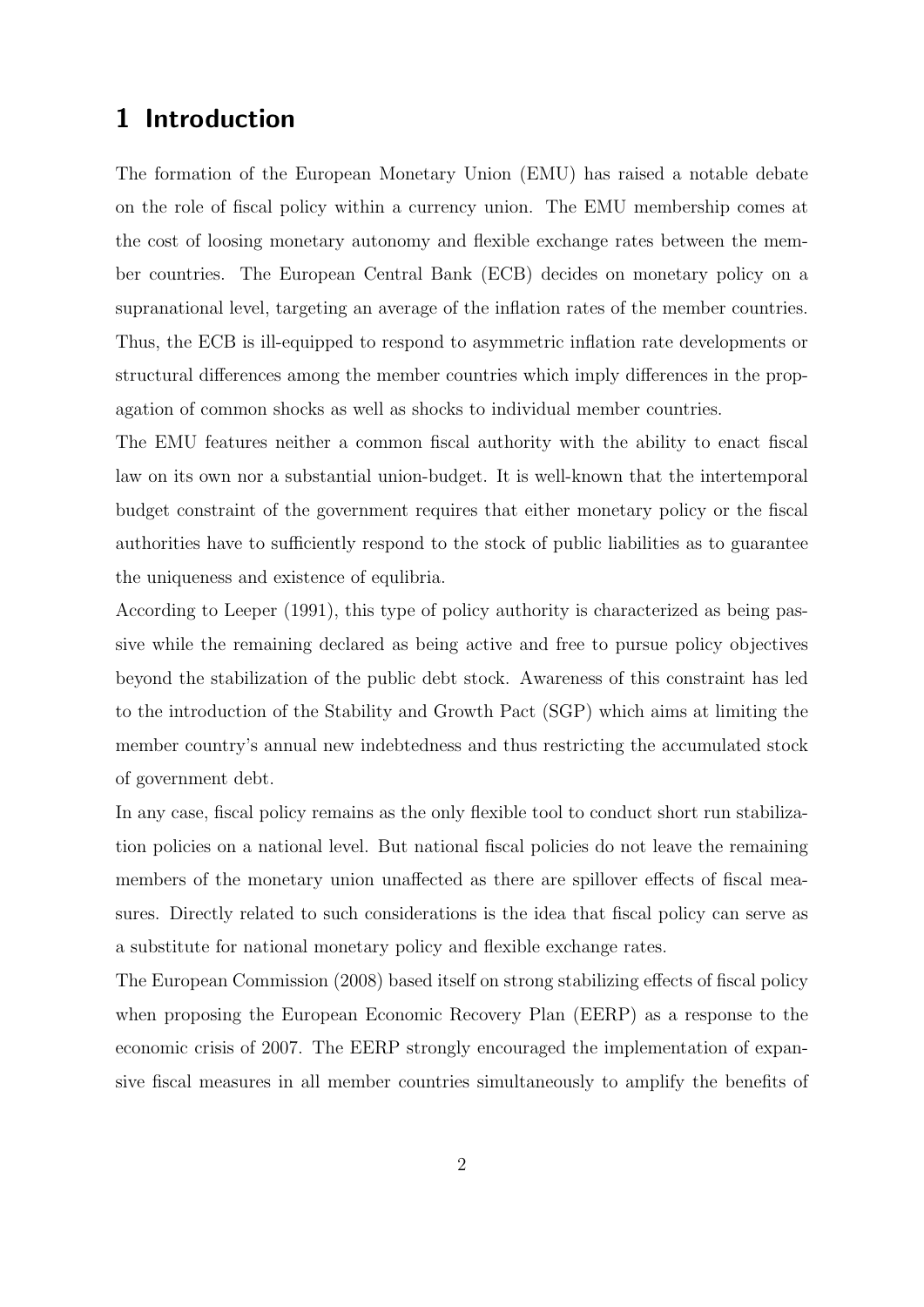# 1 Introduction

The formation of the European Monetary Union (EMU) has raised a notable debate on the role of fiscal policy within a currency union. The EMU membership comes at the cost of loosing monetary autonomy and flexible exchange rates between the member countries. The European Central Bank (ECB) decides on monetary policy on a supranational level, targeting an average of the inflation rates of the member countries. Thus, the ECB is ill-equipped to respond to asymmetric inflation rate developments or structural differences among the member countries which imply differences in the propagation of common shocks as well as shocks to individual member countries.

The EMU features neither a common fiscal authority with the ability to enact fiscal law on its own nor a substantial union-budget. It is well-known that the intertemporal budget constraint of the government requires that either monetary policy or the fiscal authorities have to sufficiently respond to the stock of public liabilities as to guarantee the uniqueness and existence of equlibria.

According to Leeper (1991), this type of policy authority is characterized as being passive while the remaining declared as being active and free to pursue policy objectives beyond the stabilization of the public debt stock. Awareness of this constraint has led to the introduction of the Stability and Growth Pact (SGP) which aims at limiting the member country's annual new indebtedness and thus restricting the accumulated stock of government debt.

In any case, fiscal policy remains as the only flexible tool to conduct short run stabilization policies on a national level. But national fiscal policies do not leave the remaining members of the monetary union unaffected as there are spillover effects of fiscal measures. Directly related to such considerations is the idea that fiscal policy can serve as a substitute for national monetary policy and flexible exchange rates.

The European Commission (2008) based itself on strong stabilizing effects of fiscal policy when proposing the European Economic Recovery Plan (EERP) as a response to the economic crisis of 2007. The EERP strongly encouraged the implementation of expansive fiscal measures in all member countries simultaneously to amplify the benefits of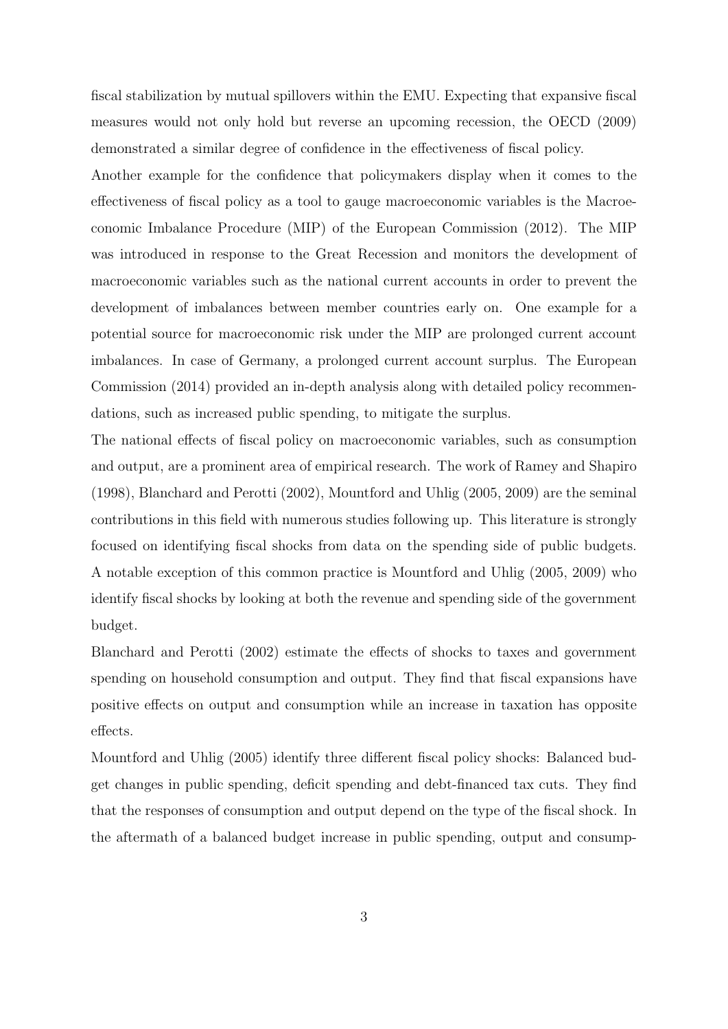fiscal stabilization by mutual spillovers within the EMU. Expecting that expansive fiscal measures would not only hold but reverse an upcoming recession, the OECD (2009) demonstrated a similar degree of confidence in the effectiveness of fiscal policy.

Another example for the confidence that policymakers display when it comes to the effectiveness of fiscal policy as a tool to gauge macroeconomic variables is the Macroeconomic Imbalance Procedure (MIP) of the European Commission (2012). The MIP was introduced in response to the Great Recession and monitors the development of macroeconomic variables such as the national current accounts in order to prevent the development of imbalances between member countries early on. One example for a potential source for macroeconomic risk under the MIP are prolonged current account imbalances. In case of Germany, a prolonged current account surplus. The European Commission (2014) provided an in-depth analysis along with detailed policy recommendations, such as increased public spending, to mitigate the surplus.

The national effects of fiscal policy on macroeconomic variables, such as consumption and output, are a prominent area of empirical research. The work of Ramey and Shapiro (1998), Blanchard and Perotti (2002), Mountford and Uhlig (2005, 2009) are the seminal contributions in this field with numerous studies following up. This literature is strongly focused on identifying fiscal shocks from data on the spending side of public budgets. A notable exception of this common practice is Mountford and Uhlig (2005, 2009) who identify fiscal shocks by looking at both the revenue and spending side of the government budget.

Blanchard and Perotti (2002) estimate the effects of shocks to taxes and government spending on household consumption and output. They find that fiscal expansions have positive effects on output and consumption while an increase in taxation has opposite effects.

Mountford and Uhlig (2005) identify three different fiscal policy shocks: Balanced budget changes in public spending, deficit spending and debt-financed tax cuts. They find that the responses of consumption and output depend on the type of the fiscal shock. In the aftermath of a balanced budget increase in public spending, output and consump-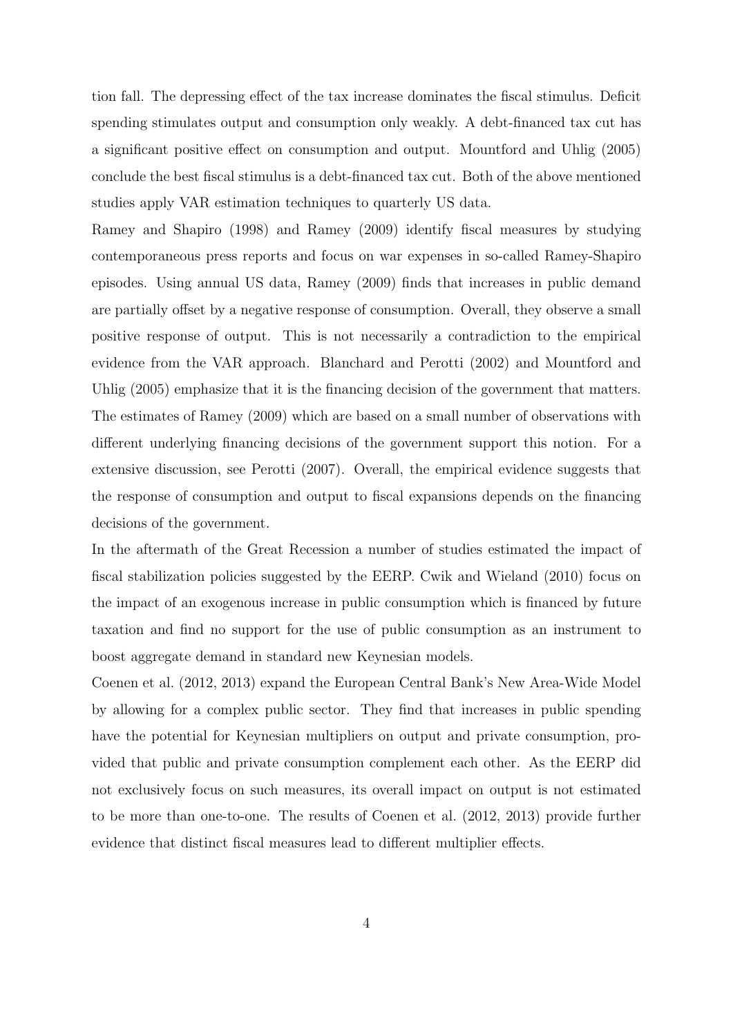tion fall. The depressing effect of the tax increase dominates the fiscal stimulus. Deficit spending stimulates output and consumption only weakly. A debt-financed tax cut has a significant positive effect on consumption and output. Mountford and Uhlig (2005) conclude the best fiscal stimulus is a debt-financed tax cut. Both of the above mentioned studies apply VAR estimation techniques to quarterly US data.

Ramey and Shapiro (1998) and Ramey (2009) identify fiscal measures by studying contemporaneous press reports and focus on war expenses in so-called Ramey-Shapiro episodes. Using annual US data, Ramey (2009) finds that increases in public demand are partially offset by a negative response of consumption. Overall, they observe a small positive response of output. This is not necessarily a contradiction to the empirical evidence from the VAR approach. Blanchard and Perotti (2002) and Mountford and Uhlig (2005) emphasize that it is the financing decision of the government that matters. The estimates of Ramey (2009) which are based on a small number of observations with different underlying financing decisions of the government support this notion. For a extensive discussion, see Perotti (2007). Overall, the empirical evidence suggests that the response of consumption and output to fiscal expansions depends on the financing decisions of the government.

In the aftermath of the Great Recession a number of studies estimated the impact of fiscal stabilization policies suggested by the EERP. Cwik and Wieland (2010) focus on the impact of an exogenous increase in public consumption which is financed by future taxation and find no support for the use of public consumption as an instrument to boost aggregate demand in standard new Keynesian models.

Coenen et al. (2012, 2013) expand the European Central Bank's New Area-Wide Model by allowing for a complex public sector. They find that increases in public spending have the potential for Keynesian multipliers on output and private consumption, provided that public and private consumption complement each other. As the EERP did not exclusively focus on such measures, its overall impact on output is not estimated to be more than one-to-one. The results of Coenen et al. (2012, 2013) provide further evidence that distinct fiscal measures lead to different multiplier effects.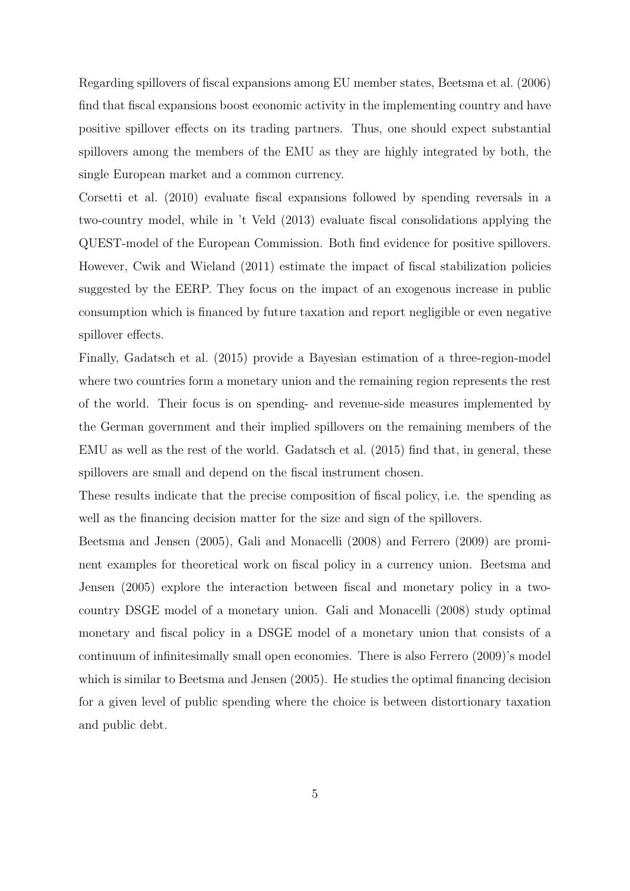Regarding spillovers of fiscal expansions among EU member states, Beetsma et al. (2006) find that fiscal expansions boost economic activity in the implementing country and have positive spillover effects on its trading partners. Thus, one should expect substantial spillovers among the members of the EMU as they are highly integrated by both, the single European market and a common currency.

Corsetti et al. (2010) evaluate fiscal expansions followed by spending reversals in a two-country model, while in 't Veld (2013) evaluate fiscal consolidations applying the QUEST-model of the European Commission. Both find evidence for positive spillovers. However, Cwik and Wieland (2011) estimate the impact of fiscal stabilization policies suggested by the EERP. They focus on the impact of an exogenous increase in public consumption which is financed by future taxation and report negligible or even negative spillover effects.

Finally, Gadatsch et al. (2015) provide a Bayesian estimation of a three-region-model where two countries form a monetary union and the remaining region represents the rest of the world. Their focus is on spending- and revenue-side measures implemented by the German government and their implied spillovers on the remaining members of the EMU as well as the rest of the world. Gadatsch et al. (2015) find that, in general, these spillovers are small and depend on the fiscal instrument chosen.

These results indicate that the precise composition of fiscal policy, i.e. the spending as well as the financing decision matter for the size and sign of the spillovers.

Beetsma and Jensen (2005), Gali and Monacelli (2008) and Ferrero (2009) are prominent examples for theoretical work on fiscal policy in a currency union. Beetsma and Jensen (2005) explore the interaction between fiscal and monetary policy in a two-country DSGE model of a monetary union. Gali and Monacelli (2008) study optimal monetary and fiscal policy in a DSGE model of a monetary union that consists of a continuum of infinitesimally small open economies. There is also Ferrero (2009)'s model which is similar to Beetsma and Jensen (2005). He studies the optimal financing decision for a given level of public spending where the choice is between distortionary taxation and public debt.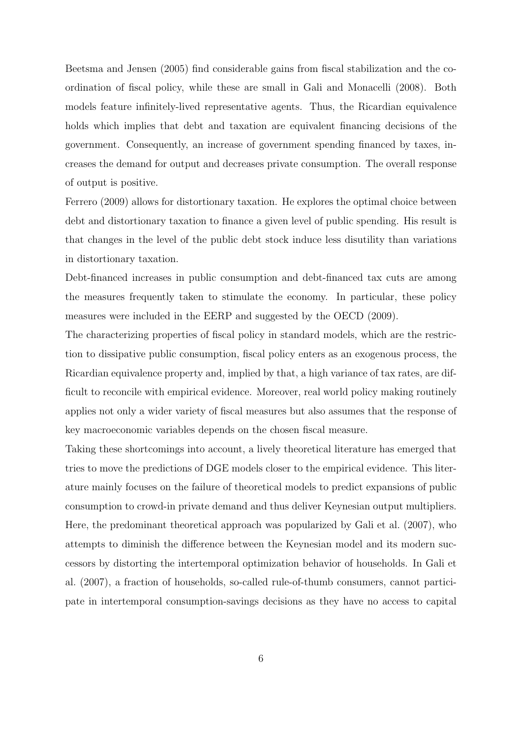Beetsma and Jensen (2005) find considerable gains from fiscal stabilization and the coordination of fiscal policy, while these are small in Gali and Monacelli (2008). Both models feature infinitely-lived representative agents. Thus, the Ricardian equivalence holds which implies that debt and taxation are equivalent financing decisions of the government. Consequently, an increase of government spending financed by taxes, increases the demand for output and decreases private consumption. The overall response of output is positive.

Ferrero (2009) allows for distortionary taxation. He explores the optimal choice between debt and distortionary taxation to finance a given level of public spending. His result is that changes in the level of the public debt stock induce less disutility than variations in distortionary taxation.

Debt-financed increases in public consumption and debt-financed tax cuts are among the measures frequently taken to stimulate the economy. In particular, these policy measures were included in the EERP and suggested by the OECD (2009).

The characterizing properties of fiscal policy in standard models, which are the restriction to dissipative public consumption, fiscal policy enters as an exogenous process, the Ricardian equivalence property and, implied by that, a high variance of tax rates, are difficult to reconcile with empirical evidence. Moreover, real world policy making routinely applies not only a wider variety of fiscal measures but also assumes that the response of key macroeconomic variables depends on the chosen fiscal measure.

Taking these shortcomings into account, a lively theoretical literature has emerged that tries to move the predictions of DGE models closer to the empirical evidence. This literature mainly focuses on the failure of theoretical models to predict expansions of public consumption to crowd-in private demand and thus deliver Keynesian output multipliers. Here, the predominant theoretical approach was popularized by Gali et al. (2007), who attempts to diminish the difference between the Keynesian model and its modern successors by distorting the intertemporal optimization behavior of households. In Gali et al. (2007), a fraction of households, so-called rule-of-thumb consumers, cannot participate in intertemporal consumption-savings decisions as they have no access to capital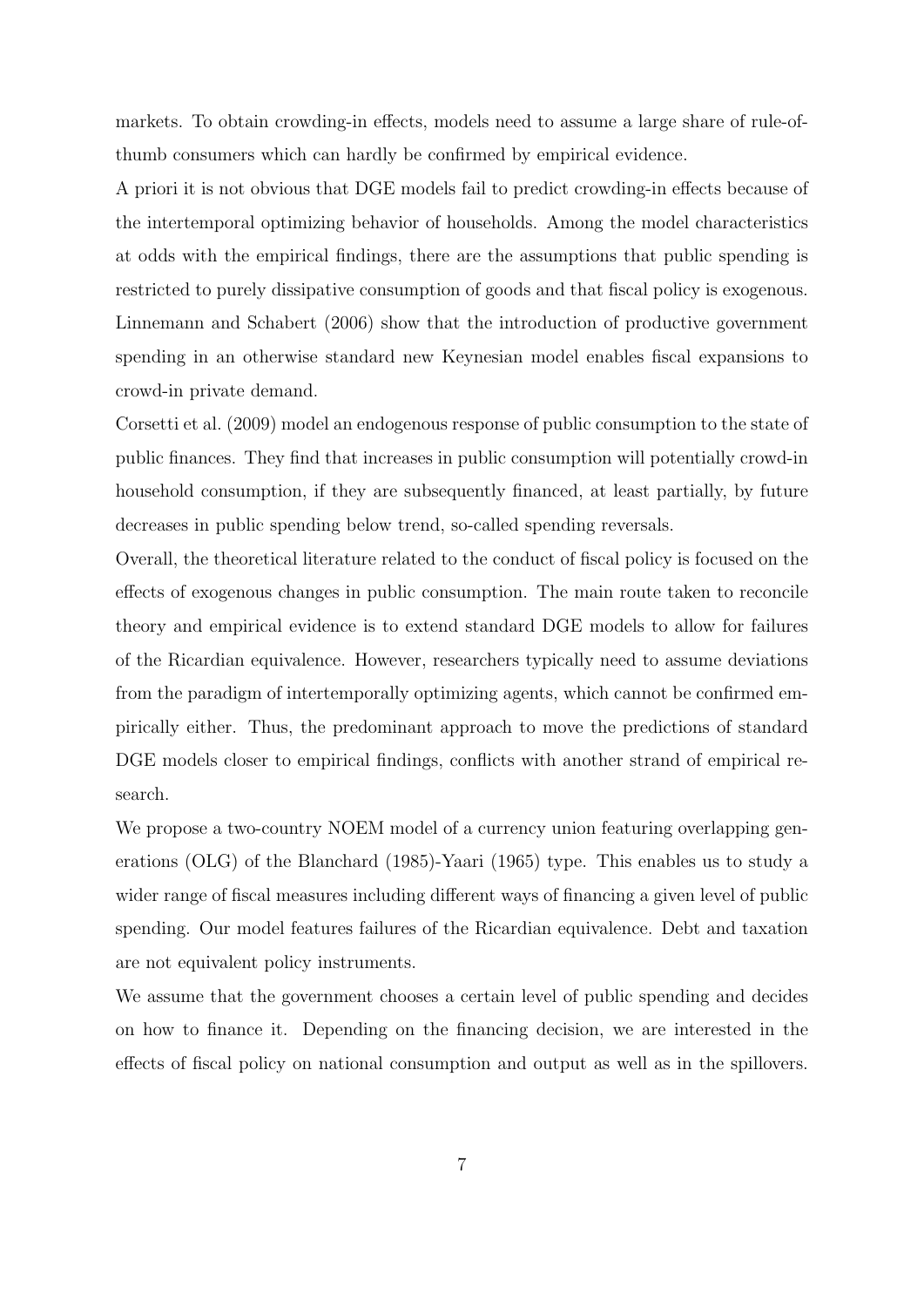markets. To obtain crowding-in effects, models need to assume a large share of rule-of-thumb consumers which can hardly be confirmed by empirical evidence.

A priori it is not obvious that DGE models fail to predict crowding-in effects because of the intertemporal optimizing behavior of households. Among the model characteristics at odds with the empirical findings, there are the assumptions that public spending is restricted to purely dissipative consumption of goods and that fiscal policy is exogenous. Linnemann and Schabert (2006) show that the introduction of productive government spending in an otherwise standard new Keynesian model enables fiscal expansions to crowd-in private demand.

Corsetti et al. (2009) model an endogenous response of public consumption to the state of public finances. They find that increases in public consumption will potentially crowd-in household consumption, if they are subsequently financed, at least partially, by future decreases in public spending below trend, so-called spending reversals.

Overall, the theoretical literature related to the conduct of fiscal policy is focused on the effects of exogenous changes in public consumption. The main route taken to reconcile theory and empirical evidence is to extend standard DGE models to allow for failures of the Ricardian equivalence. However, researchers typically need to assume deviations from the paradigm of intertemporally optimizing agents, which cannot be confirmed empirically either. Thus, the predominant approach to move the predictions of standard DGE models closer to empirical findings, conflicts with another strand of empirical research.

We propose a two-country NOEM model of a currency union featuring overlapping generations (OLG) of the Blanchard (1985)-Yaari (1965) type. This enables us to study a wider range of fiscal measures including different ways of financing a given level of public spending. Our model features failures of the Ricardian equivalence. Debt and taxation are not equivalent policy instruments.

We assume that the government chooses a certain level of public spending and decides on how to finance it. Depending on the financing decision, we are interested in the effects of fiscal policy on national consumption and output as well as in the spillovers.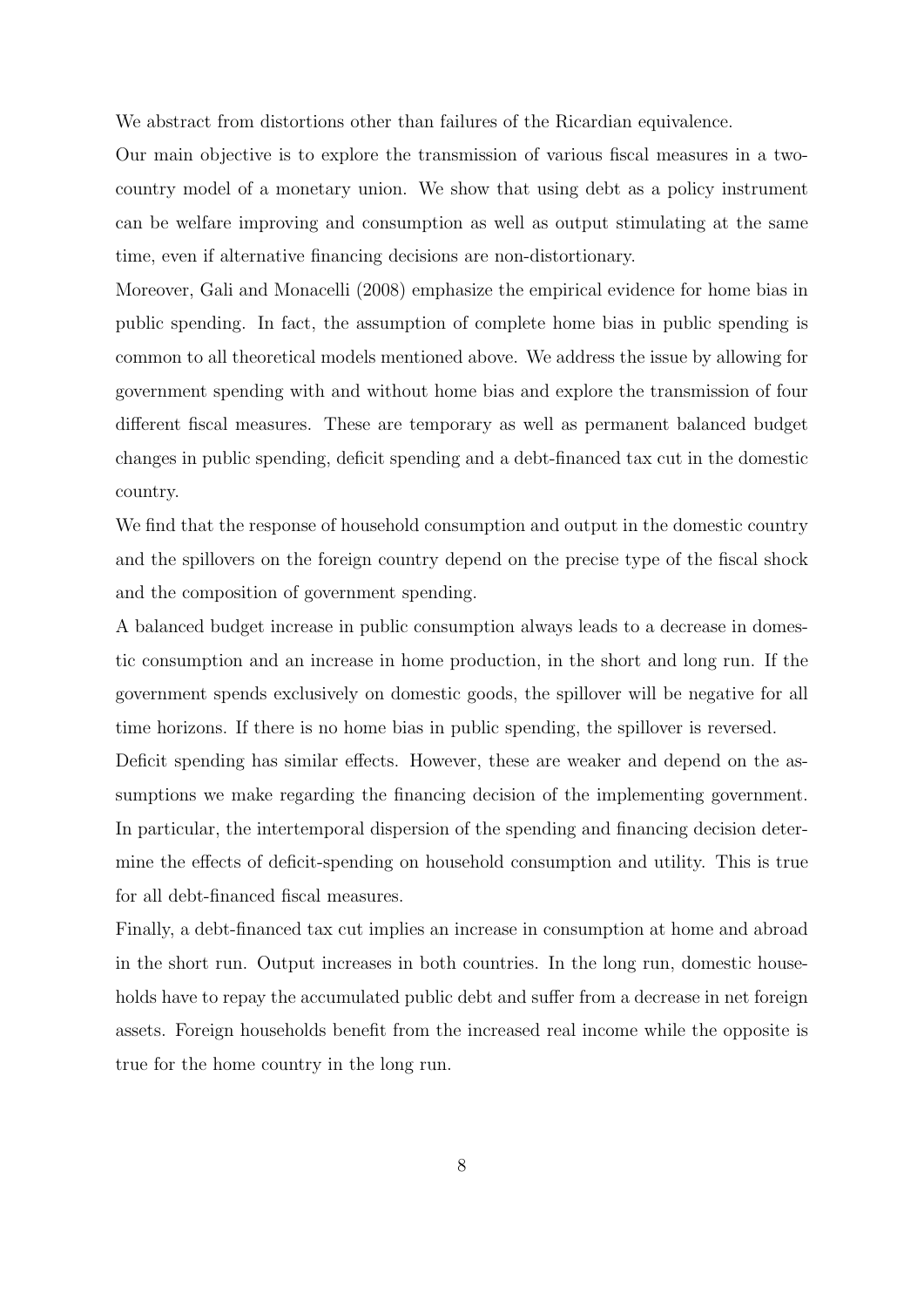We abstract from distortions other than failures of the Ricardian equivalence.

Our main objective is to explore the transmission of various fiscal measures in a two-country model of a monetary union. We show that using debt as a policy instrument can be welfare improving and consumption as well as output stimulating at the same time, even if alternative financing decisions are non-distortionary.

Moreover, Gali and Monacelli (2008) emphasize the empirical evidence for home bias in public spending. In fact, the assumption of complete home bias in public spending is common to all theoretical models mentioned above. We address the issue by allowing for government spending with and without home bias and explore the transmission of four different fiscal measures. These are temporary as well as permanent balanced budget changes in public spending, deficit spending and a debt-financed tax cut in the domestic country.

We find that the response of household consumption and output in the domestic country and the spillovers on the foreign country depend on the precise type of the fiscal shock and the composition of government spending.

A balanced budget increase in public consumption always leads to a decrease in domestic consumption and an increase in home production, in the short and long run. If the government spends exclusively on domestic goods, the spillover will be negative for all time horizons. If there is no home bias in public spending, the spillover is reversed.

Deficit spending has similar effects. However, these are weaker and depend on the assumptions we make regarding the financing decision of the implementing government. In particular, the intertemporal dispersion of the spending and financing decision determine the effects of deficit-spending on household consumption and utility. This is true for all debt-financed fiscal measures.

Finally, a debt-financed tax cut implies an increase in consumption at home and abroad in the short run. Output increases in both countries. In the long run, domestic households have to repay the accumulated public debt and suffer from a decrease in net foreign assets. Foreign households benefit from the increased real income while the opposite is true for the home country in the long run.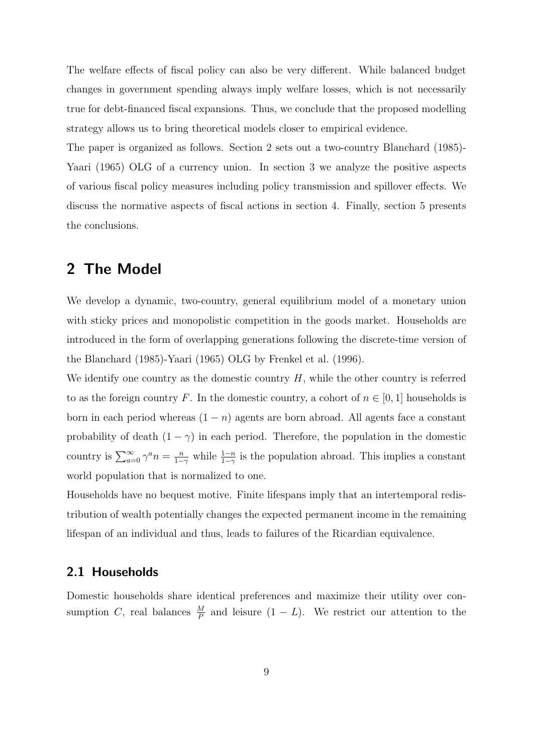The welfare effects of fiscal policy can also be very different. While balanced budget changes in government spending always imply welfare losses, which is not necessarily true for debt-financed fiscal expansions. Thus, we conclude that the proposed modelling strategy allows us to bring theoretical models closer to empirical evidence.

The paper is organized as follows. Section 2 sets out a two-country Blanchard (1985)-Yaari (1965) OLG of a currency union. In section 3 we analyze the positive aspects of various fiscal policy measures including policy transmission and spillover effects. We discuss the normative aspects of fiscal actions in section 4. Finally, section 5 presents the conclusions.

# 2 The Model

We develop a dynamic, two-country, general equilibrium model of a monetary union with sticky prices and monopolistic competition in the goods market. Households are introduced in the form of overlapping generations following the discrete-time version of the Blanchard (1985)-Yaari (1965) OLG by Frenkel et al. (1996).

We identify one country as the domestic country $H$, while the other country is referred to as the foreign country $F$. In the domestic country, a cohort of $n \in [0,1]$ households is born in each period whereas $(1-n)$ agents are born abroad. All agents face a constant probability of death $(1-\gamma)$ in each period. Therefore, the population in the domestic country is $\sum_{a=0}^{\infty} \gamma^a n = \frac{n}{1-\gamma}$ while $\frac{1-n}{1-\gamma}$ is the population abroad. This implies a constant world population that is normalized to one.

Households have no bequest motive. Finite lifespans imply that an intertemporal redistribution of wealth potentially changes the expected permanent income in the remaining lifespan of an individual and thus, leads to failures of the Ricardian equivalence.

## 2.1 Households

Domestic households share identical preferences and maximize their utility over consumption $C$, real balances $\frac{M}{P}$ and leisure $(1-L)$. We restrict our attention to the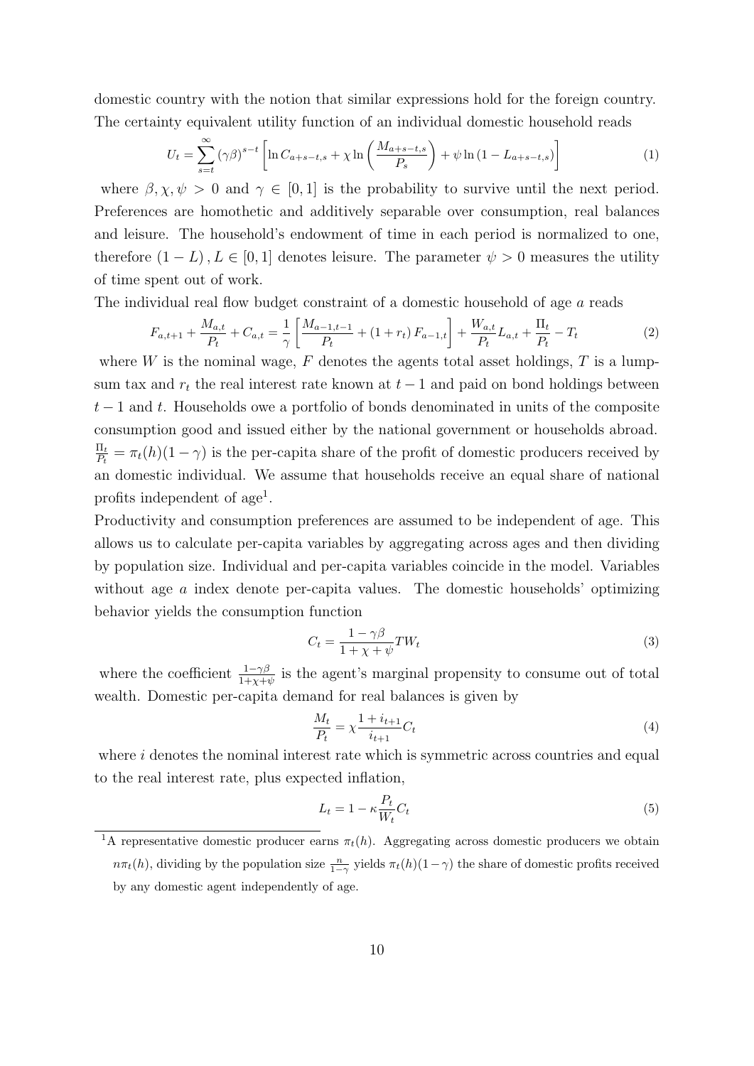domestic country with the notion that similar expressions hold for the foreign country. The certainty equivalent utility function of an individual domestic household reads

$$U_t = \sum_{s=t}^{\infty} (\gamma\beta)^{s-t} \left[ \ln C_{a+s-t,s} + \chi \ln \left( \frac{M_{a+s-t,s}}{P_s} \right) + \psi \ln (1 - L_{a+s-t,s}) \right] \tag{1}$$

where $\beta, \chi, \psi > 0$ and $\gamma \in [0, 1]$ is the probability to survive until the next period. Preferences are homothetic and additively separable over consumption, real balances and leisure. The household's endowment of time in each period is normalized to one, therefore $(1 - L), L \in [0, 1]$ denotes leisure. The parameter $\psi > 0$ measures the utility of time spent out of work.

The individual real flow budget constraint of a domestic household of age $a$ reads

$$F_{a,t+1} + \frac{M_{a,t}}{P_t} + C_{a,t} = \frac{1}{\gamma} \left[ \frac{M_{a-1,t-1}}{P_t} + (1 + r_t) F_{a-1,t} \right] + \frac{W_{a,t}}{P_t} L_{a,t} + \frac{\Pi_t}{P_t} - T_t \tag{2}$$

where $W$ is the nominal wage, $F$ denotes the agents total asset holdings, $T$ is a lump-sum tax and $r_t$ the real interest rate known at $t-1$ and paid on bond holdings between $t-1$ and $t$. Households owe a portfolio of bonds denominated in units of the composite consumption good and issued either by the national government or households abroad. $\frac{\Pi_t}{P_t} = \pi_t(h)(1-\gamma)$ is the per-capita share of the profit of domestic producers received by an domestic individual. We assume that households receive an equal share of national profits independent of age[1].

Productivity and consumption preferences are assumed to be independent of age. This allows us to calculate per-capita variables by aggregating across ages and then dividing by population size. Individual and per-capita variables coincide in the model. Variables without age $a$ index denote per-capita values. The domestic households' optimizing behavior yields the consumption function

$$C_t = \frac{1 - \gamma\beta}{1 + \chi + \psi} TW_t \tag{3}$$

where the coefficient $\frac{1-\gamma\beta}{1+\chi+\psi}$ is the agent's marginal propensity to consume out of total wealth. Domestic per-capita demand for real balances is given by

$$\frac{M_t}{P_t} = \chi \frac{1 + i_{t+1}}{i_{t+1}} C_t \tag{4}$$

where $i$ denotes the nominal interest rate which is symmetric across countries and equal to the real interest rate, plus expected inflation,

$$L_t = 1 - \kappa \frac{P_t}{W_t} C_t \tag{5}$$

[1] A representative domestic producer earns $\pi_t(h)$. Aggregating across domestic producers we obtain $n\pi_t(h)$, dividing by the population size $\frac{n}{1-\gamma}$ yields $\pi_t(h)(1-\gamma)$ the share of domestic profits received by any domestic agent independently of age.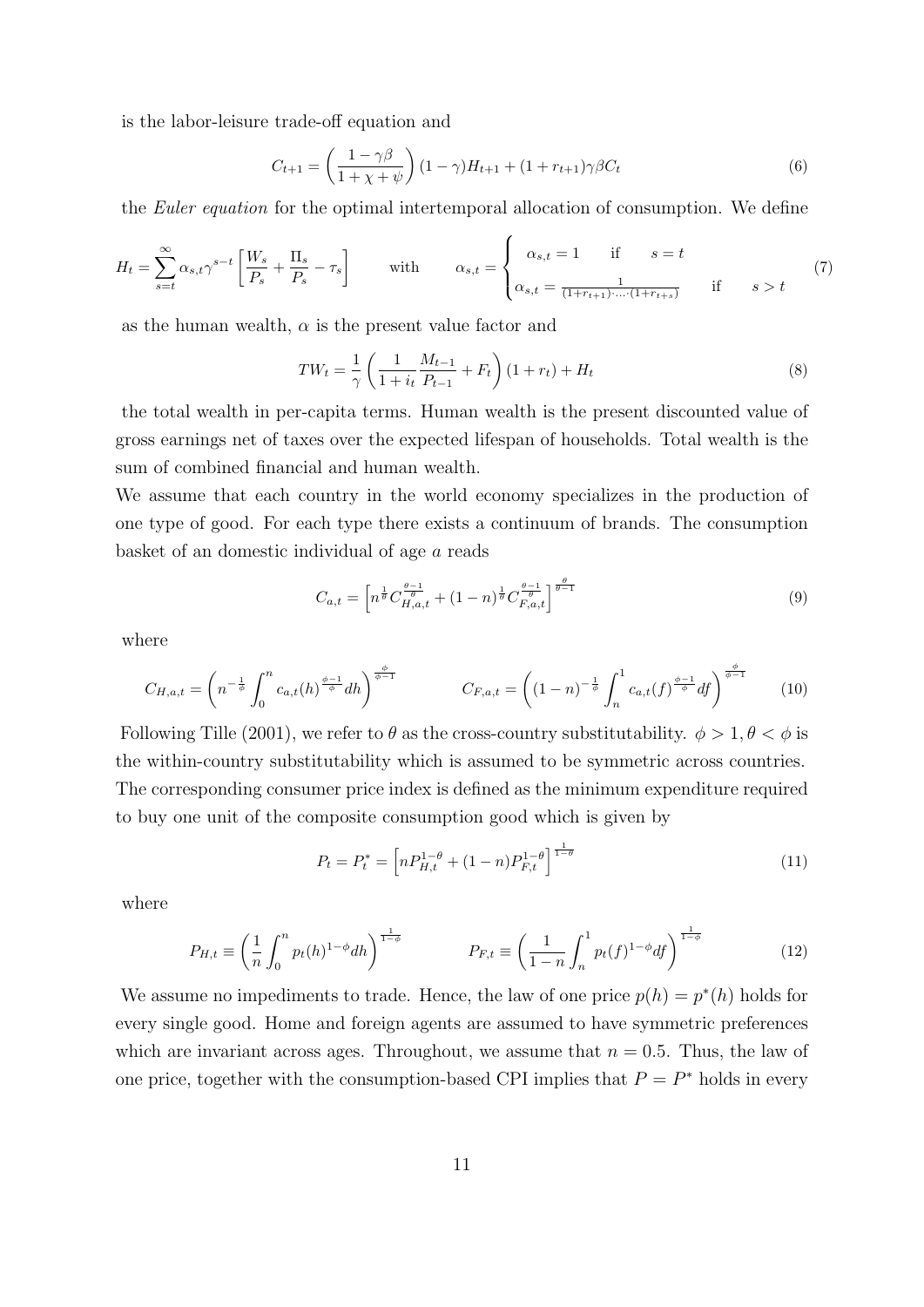is the labor-leisure trade-off equation and

$$C_{t+1} = \left(\frac{1-\gamma\beta}{1+\chi+\psi}\right)(1-\gamma)H_{t+1} + (1+r_{t+1})\gamma\beta C_t \tag{6}$$

the *Euler equation* for the optimal intertemporal allocation of consumption. We define

$$H_t = \sum_{s=t}^{\infty} \alpha_{s,t}\gamma^{s-t}\left[\frac{W_s}{P_s} + \frac{\Pi_s}{P_s} - \tau_s\right] \qquad \text{with} \qquad \alpha_{s,t} = \begin{cases} \alpha_{s,t} = 1 & \text{if} \quad s = t \\ \alpha_{s,t} = \frac{1}{(1+r_{t+1})\cdot\ldots\cdot(1+r_{t+s})} & \text{if} \quad s > t \end{cases} \tag{7}$$

as the human wealth, $\alpha$ is the present value factor and

$$TW_t = \frac{1}{\gamma}\left(\frac{1}{1+i_t}\frac{M_{t-1}}{P_{t-1}} + F_t\right)(1+r_t) + H_t \tag{8}$$

the total wealth in per-capita terms. Human wealth is the present discounted value of gross earnings net of taxes over the expected lifespan of households. Total wealth is the sum of combined financial and human wealth.

We assume that each country in the world economy specializes in the production of one type of good. For each type there exists a continuum of brands. The consumption basket of an domestic individual of age $a$ reads

$$C_{a,t} = \left[n^{\frac{1}{\theta}} C_{H,a,t}^{\frac{\theta-1}{\theta}} + (1-n)^{\frac{1}{\theta}} C_{F,a,t}^{\frac{\theta-1}{\theta}}\right]^{\frac{\theta}{\theta-1}} \tag{9}$$

where

$$C_{H,a,t} = \left(n^{-\frac{1}{\phi}}\int_0^n c_{a,t}(h)^{\frac{\phi-1}{\phi}}dh\right)^{\frac{\phi}{\phi-1}} \qquad C_{F,a,t} = \left((1-n)^{-\frac{1}{\phi}}\int_n^1 c_{a,t}(f)^{\frac{\phi-1}{\phi}}df\right)^{\frac{\phi}{\phi-1}} \tag{10}$$

Following Tille (2001), we refer to $\theta$ as the cross-country substitutability. $\phi > 1, \theta < \phi$ is the within-country substitutability which is assumed to be symmetric across countries. The corresponding consumer price index is defined as the minimum expenditure required to buy one unit of the composite consumption good which is given by

$$P_t = P_t^* = \left[nP_{H,t}^{1-\theta} + (1-n)P_{F,t}^{1-\theta}\right]^{\frac{1}{1-\theta}} \tag{11}$$

where

$$P_{H,t} \equiv \left(\frac{1}{n}\int_0^n p_t(h)^{1-\phi}dh\right)^{\frac{1}{1-\phi}} \qquad P_{F,t} \equiv \left(\frac{1}{1-n}\int_n^1 p_t(f)^{1-\phi}df\right)^{\frac{1}{1-\phi}} \tag{12}$$

We assume no impediments to trade. Hence, the law of one price $p(h) = p^*(h)$ holds for every single good. Home and foreign agents are assumed to have symmetric preferences which are invariant across ages. Throughout, we assume that $n = 0.5$. Thus, the law of one price, together with the consumption-based CPI implies that $P = P^*$ holds in every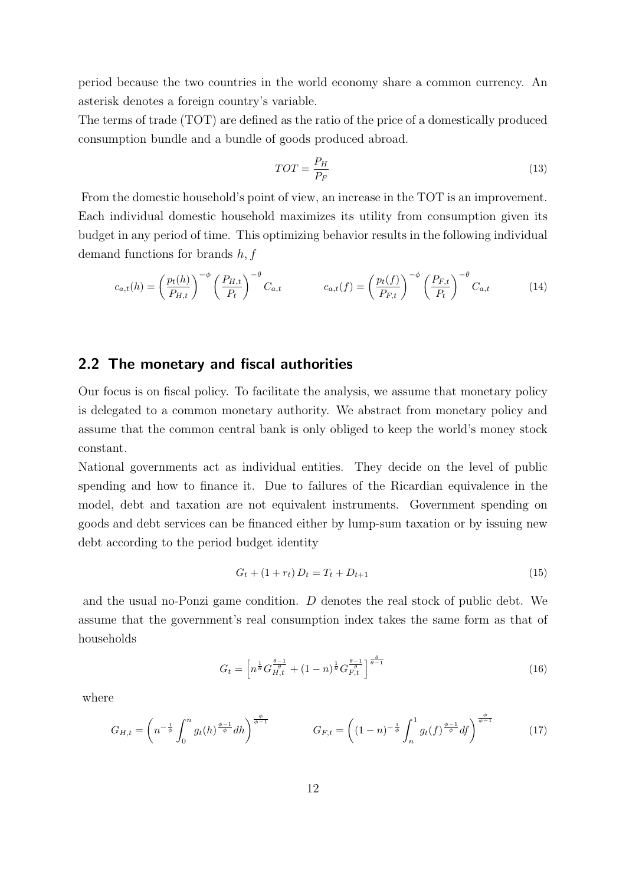period because the two countries in the world economy share a common currency. An asterisk denotes a foreign country's variable.

The terms of trade (TOT) are defined as the ratio of the price of a domestically produced consumption bundle and a bundle of goods produced abroad.

$$TOT = \frac{P_H}{P_F} \tag{13}$$

From the domestic household's point of view, an increase in the TOT is an improvement. Each individual domestic household maximizes its utility from consumption given its budget in any period of time. This optimizing behavior results in the following individual demand functions for brands $h, f$

$$c_{a,t}(h) = \left(\frac{p_t(h)}{P_{H,t}}\right)^{-\phi} \left(\frac{P_{H,t}}{P_t}\right)^{-\theta} C_{a,t} \qquad\qquad c_{a,t}(f) = \left(\frac{p_t(f)}{P_{F,t}}\right)^{-\phi} \left(\frac{P_{F,t}}{P_t}\right)^{-\theta} C_{a,t} \tag{14}$$

## 2.2 The monetary and fiscal authorities

Our focus is on fiscal policy. To facilitate the analysis, we assume that monetary policy is delegated to a common monetary authority. We abstract from monetary policy and assume that the common central bank is only obliged to keep the world's money stock constant.

National governments act as individual entities. They decide on the level of public spending and how to finance it. Due to failures of the Ricardian equivalence in the model, debt and taxation are not equivalent instruments. Government spending on goods and debt services can be financed either by lump-sum taxation or by issuing new debt according to the period budget identity

$$G_t + (1 + r_t) D_t = T_t + D_{t+1} \tag{15}$$

and the usual no-Ponzi game condition. $D$ denotes the real stock of public debt. We assume that the government's real consumption index takes the same form as that of households

$$G_t = \left[n^{\frac{1}{\theta}} G_{H,t}^{\frac{\theta-1}{\theta}} + (1-n)^{\frac{1}{\theta}} G_{F,t}^{\frac{\theta-1}{\theta}}\right]^{\frac{\theta}{\theta-1}} \tag{16}$$

where

$$G_{H,t} = \left(n^{-\frac{1}{\phi}} \int_0^n g_t(h)^{\frac{\phi-1}{\phi}} dh\right)^{\frac{\phi}{\phi-1}} \qquad\qquad G_{F,t} = \left((1-n)^{-\frac{1}{\phi}} \int_n^1 g_t(f)^{\frac{\phi-1}{\phi}} df\right)^{\frac{\phi}{\phi-1}} \tag{17}$$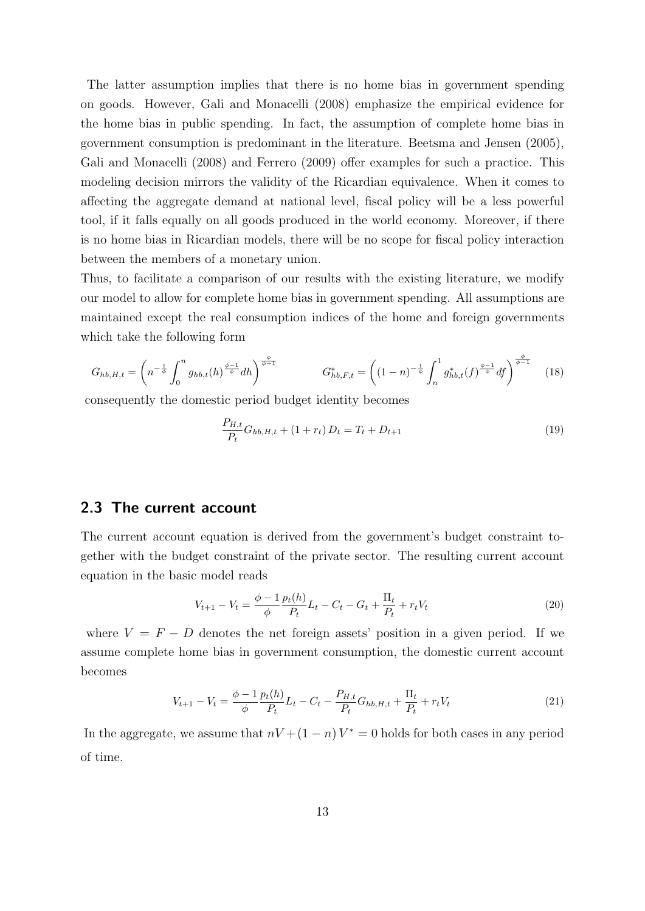The latter assumption implies that there is no home bias in government spending on goods. However, Gali and Monacelli (2008) emphasize the empirical evidence for the home bias in public spending. In fact, the assumption of complete home bias in government consumption is predominant in the literature. Beetsma and Jensen (2005), Gali and Monacelli (2008) and Ferrero (2009) offer examples for such a practice. This modeling decision mirrors the validity of the Ricardian equivalence. When it comes to affecting the aggregate demand at national level, fiscal policy will be a less powerful tool, if it falls equally on all goods produced in the world economy. Moreover, if there is no home bias in Ricardian models, there will be no scope for fiscal policy interaction between the members of a monetary union.

Thus, to facilitate a comparison of our results with the existing literature, we modify our model to allow for complete home bias in government spending. All assumptions are maintained except the real consumption indices of the home and foreign governments which take the following form

$$G_{hb,H,t} = \left( n^{-\frac{1}{\phi}} \int_0^n g_{hb,t}(h)^{\frac{\phi-1}{\phi}} dh \right)^{\frac{\phi}{\phi-1}} \qquad G^*_{hb,F,t} = \left( (1-n)^{-\frac{1}{\phi}} \int_n^1 g^*_{hb,t}(f)^{\frac{\phi-1}{\phi}} df \right)^{\frac{\phi}{\phi-1}} \tag{18}$$

consequently the domestic period budget identity becomes

$$\frac{P_{H,t}}{P_t} G_{hb,H,t} + (1 + r_t) D_t = T_t + D_{t+1} \tag{19}$$

## 2.3 The current account

The current account equation is derived from the government's budget constraint together with the budget constraint of the private sector. The resulting current account equation in the basic model reads

$$V_{t+1} - V_t = \frac{\phi - 1}{\phi} \frac{p_t(h)}{P_t} L_t - C_t - G_t + \frac{\Pi_t}{P_t} + r_t V_t \tag{20}$$

where $V = F - D$ denotes the net foreign assets' position in a given period. If we assume complete home bias in government consumption, the domestic current account becomes

$$V_{t+1} - V_t = \frac{\phi - 1}{\phi} \frac{p_t(h)}{P_t} L_t - C_t - \frac{P_{H,t}}{P_t} G_{hb,H,t} + \frac{\Pi_t}{P_t} + r_t V_t \tag{21}$$

In the aggregate, we assume that $nV + (1-n)V^* = 0$ holds for both cases in any period of time.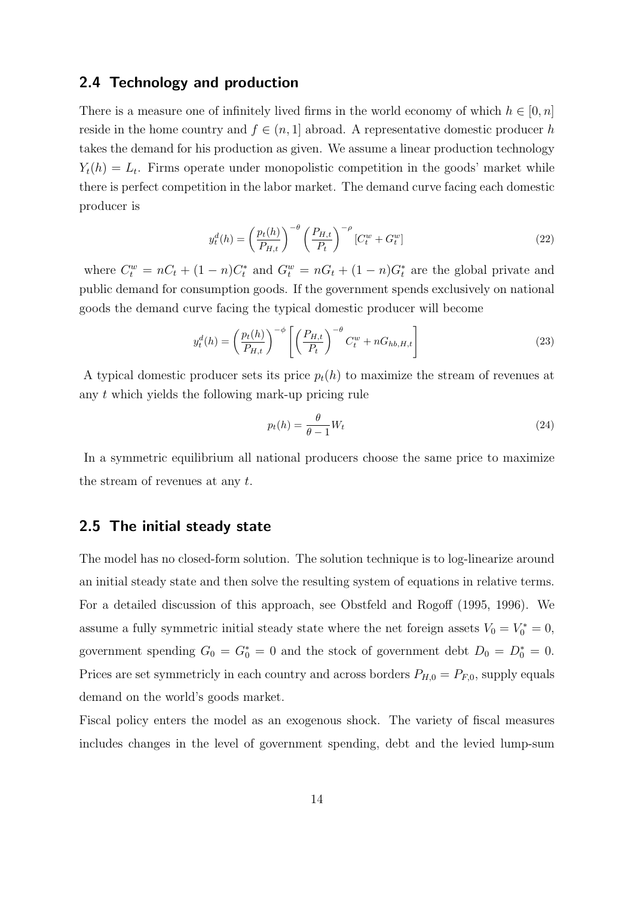## 2.4 Technology and production

There is a measure one of infinitely lived firms in the world economy of which $h \in [0, n]$ reside in the home country and $f \in (n, 1]$ abroad. A representative domestic producer $h$ takes the demand for his production as given. We assume a linear production technology $Y_t(h) = L_t$. Firms operate under monopolistic competition in the goods' market while there is perfect competition in the labor market. The demand curve facing each domestic producer is

$$y_t^d(h) = \left(\frac{p_t(h)}{P_{H,t}}\right)^{-\theta} \left(\frac{P_{H,t}}{P_t}\right)^{-\rho} [C_t^w + G_t^w] \tag{22}$$

where $C_t^w = nC_t + (1-n)C_t^*$ and $G_t^w = nG_t + (1-n)G_t^*$ are the global private and public demand for consumption goods. If the government spends exclusively on national goods the demand curve facing the typical domestic producer will become

$$y_t^d(h) = \left(\frac{p_t(h)}{P_{H,t}}\right)^{-\phi} \left[\left(\frac{P_{H,t}}{P_t}\right)^{-\theta} C_t^w + nG_{hb,H,t}\right] \tag{23}$$

A typical domestic producer sets its price $p_t(h)$ to maximize the stream of revenues at any $t$ which yields the following mark-up pricing rule

$$p_t(h) = \frac{\theta}{\theta - 1} W_t \tag{24}$$

In a symmetric equilibrium all national producers choose the same price to maximize the stream of revenues at any $t$.

## 2.5 The initial steady state

The model has no closed-form solution. The solution technique is to log-linearize around an initial steady state and then solve the resulting system of equations in relative terms. For a detailed discussion of this approach, see Obstfeld and Rogoff (1995, 1996). We assume a fully symmetric initial steady state where the net foreign assets $V_0 = V_0^* = 0$, government spending $G_0 = G_0^* = 0$ and the stock of government debt $D_0 = D_0^* = 0$. Prices are set symmetricly in each country and across borders $P_{H,0} = P_{F,0}$, supply equals demand on the world's goods market.

Fiscal policy enters the model as an exogenous shock. The variety of fiscal measures includes changes in the level of government spending, debt and the levied lump-sum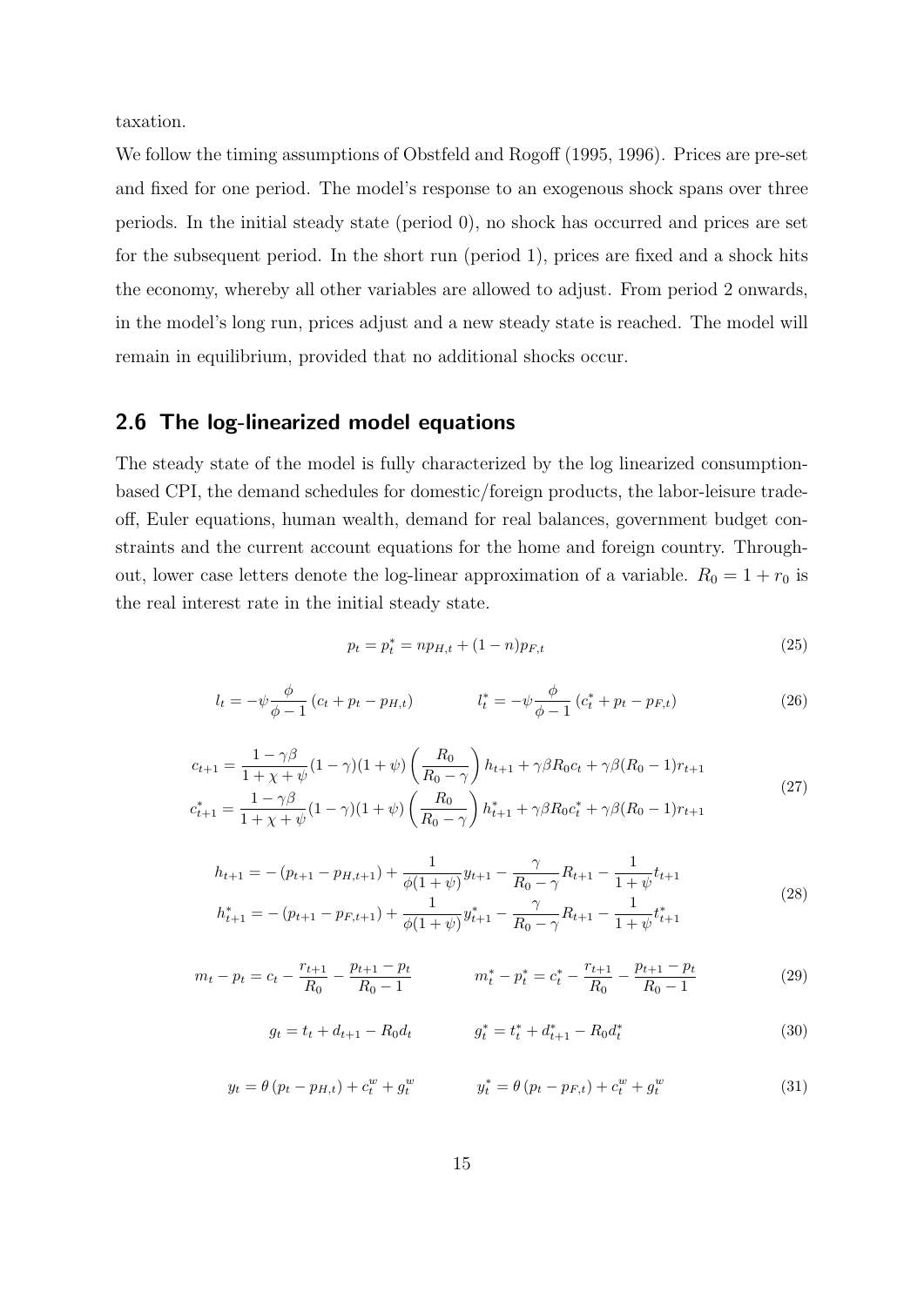taxation.

We follow the timing assumptions of Obstfeld and Rogoff (1995, 1996). Prices are pre-set and fixed for one period. The model's response to an exogenous shock spans over three periods. In the initial steady state (period 0), no shock has occurred and prices are set for the subsequent period. In the short run (period 1), prices are fixed and a shock hits the economy, whereby all other variables are allowed to adjust. From period 2 onwards, in the model's long run, prices adjust and a new steady state is reached. The model will remain in equilibrium, provided that no additional shocks occur.

## 2.6 The log-linearized model equations

The steady state of the model is fully characterized by the log linearized consumption-based CPI, the demand schedules for domestic/foreign products, the labor-leisure trade-off, Euler equations, human wealth, demand for real balances, government budget constraints and the current account equations for the home and foreign country. Throughout, lower case letters denote the log-linear approximation of a variable. $R_0 = 1 + r_0$ is the real interest rate in the initial steady state.

$$p_t = p_t^* = np_{H,t} + (1-n)p_{F,t} \tag{25}$$

$$l_t = -\psi \frac{\phi}{\phi - 1}\left(c_t + p_t - p_{H,t}\right) \qquad l_t^* = -\psi \frac{\phi}{\phi - 1}\left(c_t^* + p_t - p_{F,t}\right) \tag{26}$$

$$\begin{aligned} c_{t+1} &= \frac{1-\gamma\beta}{1+\chi+\psi}(1-\gamma)(1+\psi)\left(\frac{R_0}{R_0-\gamma}\right)h_{t+1} + \gamma\beta R_0 c_t + \gamma\beta(R_0-1)r_{t+1} \\ c_{t+1}^* &= \frac{1-\gamma\beta}{1+\chi+\psi}(1-\gamma)(1+\psi)\left(\frac{R_0}{R_0-\gamma}\right)h_{t+1}^* + \gamma\beta R_0 c_t^* + \gamma\beta(R_0-1)r_{t+1} \end{aligned} \tag{27}$$

$$\begin{aligned} h_{t+1} &= -\left(p_{t+1} - p_{H,t+1}\right) + \frac{1}{\phi(1+\psi)}y_{t+1} - \frac{\gamma}{R_0-\gamma}R_{t+1} - \frac{1}{1+\psi}t_{t+1} \\ h_{t+1}^* &= -\left(p_{t+1} - p_{F,t+1}\right) + \frac{1}{\phi(1+\psi)}y_{t+1}^* - \frac{\gamma}{R_0-\gamma}R_{t+1} - \frac{1}{1+\psi}t_{t+1}^* \end{aligned} \tag{28}$$

$$m_t - p_t = c_t - \frac{r_{t+1}}{R_0} - \frac{p_{t+1} - p_t}{R_0 - 1} \qquad m_t^* - p_t^* = c_t^* - \frac{r_{t+1}}{R_0} - \frac{p_{t+1} - p_t}{R_0 - 1} \tag{29}$$

$$g_t = t_t + d_{t+1} - R_0 d_t \qquad g_t^* = t_t^* + d_{t+1}^* - R_0 d_t^* \tag{30}$$

$$y_t = \theta\left(p_t - p_{H,t}\right) + c_t^w + g_t^w \qquad y_t^* = \theta\left(p_t - p_{F,t}\right) + c_t^w + g_t^w \tag{31}$$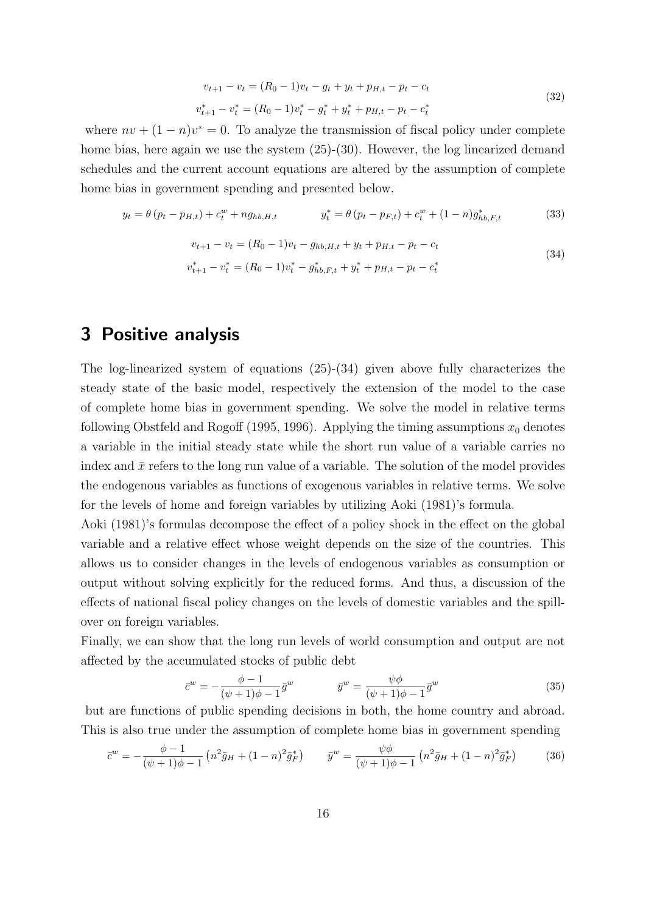$$
\begin{aligned}
v_{t+1} - v_t &= (R_0 - 1)v_t - g_t + y_t + p_{H,t} - p_t - c_t \\
v^*_{t+1} - v^*_t &= (R_0 - 1)v^*_t - g^*_t + y^*_t + p_{H,t} - p_t - c^*_t
\end{aligned}
\tag{32}
$$

where $nv + (1-n)v^* = 0$. To analyze the transmission of fiscal policy under complete home bias, here again we use the system (25)-(30). However, the log linearized demand schedules and the current account equations are altered by the assumption of complete home bias in government spending and presented below.

$$
y_t = \theta\left(p_t - p_{H,t}\right) + c^w_t + n g_{hb,H,t} \qquad\qquad y^*_t = \theta\left(p_t - p_{F,t}\right) + c^w_t + (1-n) g^*_{hb,F,t} \tag{33}
$$

$$
\begin{aligned}
v_{t+1} - v_t &= (R_0 - 1)v_t - g_{hb,H,t} + y_t + p_{H,t} - p_t - c_t \\
v^*_{t+1} - v^*_t &= (R_0 - 1)v^*_t - g^*_{hb,F,t} + y^*_t + p_{H,t} - p_t - c^*_t
\end{aligned}
\tag{34}
$$

# 3 Positive analysis

The log-linearized system of equations (25)-(34) given above fully characterizes the steady state of the basic model, respectively the extension of the model to the case of complete home bias in government spending. We solve the model in relative terms following Obstfeld and Rogoff (1995, 1996). Applying the timing assumptions $x_0$ denotes a variable in the initial steady state while the short run value of a variable carries no index and $\bar{x}$ refers to the long run value of a variable. The solution of the model provides the endogenous variables as functions of exogenous variables in relative terms. We solve for the levels of home and foreign variables by utilizing Aoki (1981)'s formula.

Aoki (1981)'s formulas decompose the effect of a policy shock in the effect on the global variable and a relative effect whose weight depends on the size of the countries. This allows us to consider changes in the levels of endogenous variables as consumption or output without solving explicitly for the reduced forms. And thus, a discussion of the effects of national fiscal policy changes on the levels of domestic variables and the spill-over on foreign variables.

Finally, we can show that the long run levels of world consumption and output are not affected by the accumulated stocks of public debt

$$
\bar{c}^w = -\frac{\phi - 1}{(\psi + 1)\phi - 1}\bar{g}^w \qquad\qquad \bar{y}^w = \frac{\psi\phi}{(\psi + 1)\phi - 1}\bar{g}^w \tag{35}
$$

but are functions of public spending decisions in both, the home country and abroad. This is also true under the assumption of complete home bias in government spending

$$
\bar{c}^w = -\frac{\phi - 1}{(\psi + 1)\phi - 1}\left(n^2 \bar{g}_H + (1-n)^2 \bar{g}^*_F\right) \qquad \bar{y}^w = \frac{\psi\phi}{(\psi + 1)\phi - 1}\left(n^2 \bar{g}_H + (1-n)^2 \bar{g}^*_F\right) \tag{36}
$$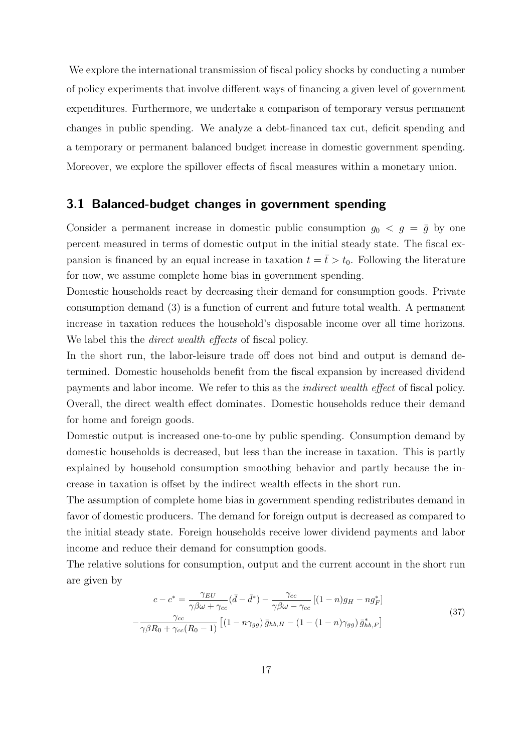We explore the international transmission of fiscal policy shocks by conducting a number of policy experiments that involve different ways of financing a given level of government expenditures. Furthermore, we undertake a comparison of temporary versus permanent changes in public spending. We analyze a debt-financed tax cut, deficit spending and a temporary or permanent balanced budget increase in domestic government spending. Moreover, we explore the spillover effects of fiscal measures within a monetary union.

### 3.1 Balanced-budget changes in government spending

Consider a permanent increase in domestic public consumption $g_0 < g = \bar{g}$ by one percent measured in terms of domestic output in the initial steady state. The fiscal expansion is financed by an equal increase in taxation $t = \bar{t} > t_0$. Following the literature for now, we assume complete home bias in government spending.

Domestic households react by decreasing their demand for consumption goods. Private consumption demand (3) is a function of current and future total wealth. A permanent increase in taxation reduces the household's disposable income over all time horizons. We label this the *direct wealth effects* of fiscal policy.

In the short run, the labor-leisure trade off does not bind and output is demand determined. Domestic households benefit from the fiscal expansion by increased dividend payments and labor income. We refer to this as the *indirect wealth effect* of fiscal policy. Overall, the direct wealth effect dominates. Domestic households reduce their demand for home and foreign goods.

Domestic output is increased one-to-one by public spending. Consumption demand by domestic households is decreased, but less than the increase in taxation. This is partly explained by household consumption smoothing behavior and partly because the increase in taxation is offset by the indirect wealth effects in the short run.

The assumption of complete home bias in government spending redistributes demand in favor of domestic producers. The demand for foreign output is decreased as compared to the initial steady state. Foreign households receive lower dividend payments and labor income and reduce their demand for consumption goods.

The relative solutions for consumption, output and the current account in the short run are given by

$$
\begin{aligned}
c - c^* = \frac{\gamma_{EU}}{\gamma\beta\omega + \gamma_{cc}}(\bar{d} - \bar{d}^*) - \frac{\gamma_{cc}}{\gamma\beta\omega - \gamma_{cc}}\left[(1-n)g_H - ng_F^*\right] \\
-\frac{\gamma_{cc}}{\gamma\beta R_0 + \gamma_{cc}(R_0 - 1)}\left[(1 - n\gamma_{gg})\,\bar{g}_{hb,H} - (1 - (1-n)\gamma_{gg})\,\bar{g}_{hb,F}^*\right]
\end{aligned}
\tag{37}
$$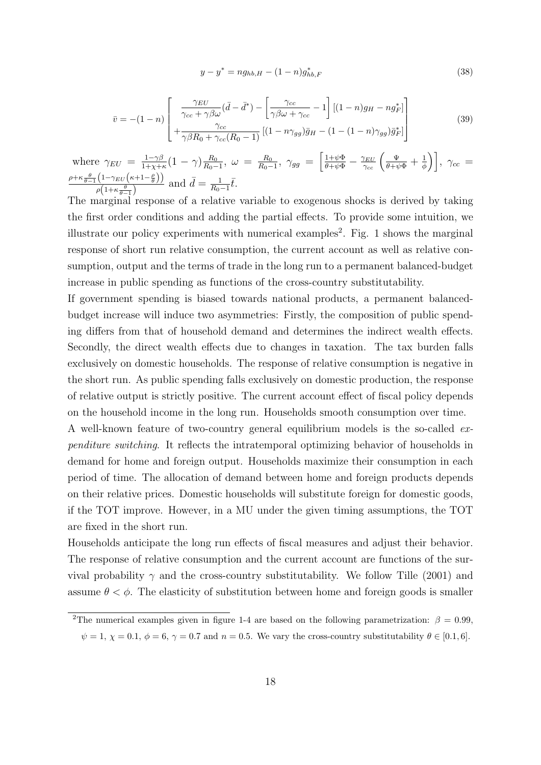$$y - y^* = n g_{hb,H} - (1-n) g^*_{hb,F} \tag{38}$$

$$\bar{v} = -(1-n) \begin{bmatrix} \dfrac{\gamma_{EU}}{\gamma_{cc} + \gamma\beta\omega}(\bar{d} - \bar{d}^*) - \left[\dfrac{\gamma_{cc}}{\gamma\beta\omega + \gamma_{cc}} - 1\right][(1-n)g_H - n g^*_F] \\ + \dfrac{\gamma_{cc}}{\gamma\beta R_0 + \gamma_{cc}(R_0 - 1)}\left[(1 - n\gamma_{gg})\bar{g}_H - (1 - (1-n)\gamma_{gg})\bar{g}^*_F\right] \end{bmatrix} \tag{39}$$

where $\gamma_{EU} = \frac{1-\gamma\beta}{1+\chi+\kappa}(1-\gamma)\frac{R_0}{R_0-1}$, $\omega = \frac{R_0}{R_0-1}$, $\gamma_{gg} = \left[\frac{1+\psi\Phi}{\theta+\psi\Phi} - \frac{\gamma_{EU}}{\gamma_{cc}}\left(\frac{\Psi}{\theta+\psi\Phi} + \frac{1}{\phi}\right)\right]$, $\gamma_{cc} = \frac{\rho + \kappa\frac{\theta}{\theta-1}\left(1 - \gamma_{EU}\left(\kappa + 1 - \frac{\rho}{\theta}\right)\right)}{\rho\left(1 + \kappa\frac{\theta}{\theta-1}\right)}$ and $\bar{d} = \frac{1}{R_0-1}\bar{t}$.

The marginal response of a relative variable to exogenous shocks is derived by taking the first order conditions and adding the partial effects. To provide some intuition, we illustrate our policy experiments with numerical examples[2]. Fig. 1 shows the marginal response of short run relative consumption, the current account as well as relative consumption, output and the terms of trade in the long run to a permanent balanced-budget increase in public spending as functions of the cross-country substitutability.

If government spending is biased towards national products, a permanent balanced-budget increase will induce two asymmetries: Firstly, the composition of public spending differs from that of household demand and determines the indirect wealth effects. Secondly, the direct wealth effects due to changes in taxation. The tax burden falls exclusively on domestic households. The response of relative consumption is negative in the short run. As public spending falls exclusively on domestic production, the response of relative output is strictly positive. The current account effect of fiscal policy depends on the household income in the long run. Households smooth consumption over time.

A well-known feature of two-country general equilibrium models is the so-called *expenditure switching*. It reflects the intratemporal optimizing behavior of households in demand for home and foreign output. Households maximize their consumption in each period of time. The allocation of demand between home and foreign products depends on their relative prices. Domestic households will substitute foreign for domestic goods, if the TOT improve. However, in a MU under the given timing assumptions, the TOT are fixed in the short run.

Households anticipate the long run effects of fiscal measures and adjust their behavior. The response of relative consumption and the current account are functions of the survival probability $\gamma$ and the cross-country substitutability. We follow Tille (2001) and assume $\theta < \phi$. The elasticity of substitution between home and foreign goods is smaller

[2] The numerical examples given in figure 1-4 are based on the following parametrization: $\beta = 0.99$, $\psi = 1$, $\chi = 0.1$, $\phi = 6$, $\gamma = 0.7$ and $n = 0.5$. We vary the cross-country substitutability $\theta \in [0.1, 6]$.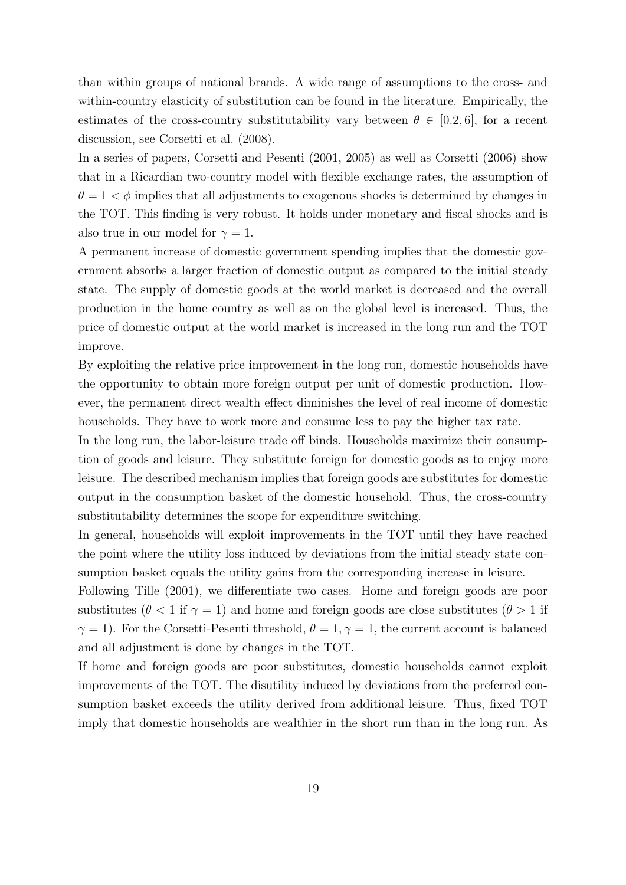than within groups of national brands. A wide range of assumptions to the cross- and within-country elasticity of substitution can be found in the literature. Empirically, the estimates of the cross-country substitutability vary between $\theta \in [0.2, 6]$, for a recent discussion, see Corsetti et al. (2008).

In a series of papers, Corsetti and Pesenti (2001, 2005) as well as Corsetti (2006) show that in a Ricardian two-country model with flexible exchange rates, the assumption of $\theta = 1 < \phi$ implies that all adjustments to exogenous shocks is determined by changes in the TOT. This finding is very robust. It holds under monetary and fiscal shocks and is also true in our model for $\gamma = 1$.

A permanent increase of domestic government spending implies that the domestic government absorbs a larger fraction of domestic output as compared to the initial steady state. The supply of domestic goods at the world market is decreased and the overall production in the home country as well as on the global level is increased. Thus, the price of domestic output at the world market is increased in the long run and the TOT improve.

By exploiting the relative price improvement in the long run, domestic households have the opportunity to obtain more foreign output per unit of domestic production. However, the permanent direct wealth effect diminishes the level of real income of domestic households. They have to work more and consume less to pay the higher tax rate.

In the long run, the labor-leisure trade off binds. Households maximize their consumption of goods and leisure. They substitute foreign for domestic goods as to enjoy more leisure. The described mechanism implies that foreign goods are substitutes for domestic output in the consumption basket of the domestic household. Thus, the cross-country substitutability determines the scope for expenditure switching.

In general, households will exploit improvements in the TOT until they have reached the point where the utility loss induced by deviations from the initial steady state consumption basket equals the utility gains from the corresponding increase in leisure.

Following Tille (2001), we differentiate two cases. Home and foreign goods are poor substitutes ($\theta < 1$ if $\gamma = 1$) and home and foreign goods are close substitutes ($\theta > 1$ if $\gamma = 1$). For the Corsetti-Pesenti threshold, $\theta = 1, \gamma = 1$, the current account is balanced and all adjustment is done by changes in the TOT.

If home and foreign goods are poor substitutes, domestic households cannot exploit improvements of the TOT. The disutility induced by deviations from the preferred consumption basket exceeds the utility derived from additional leisure. Thus, fixed TOT imply that domestic households are wealthier in the short run than in the long run. As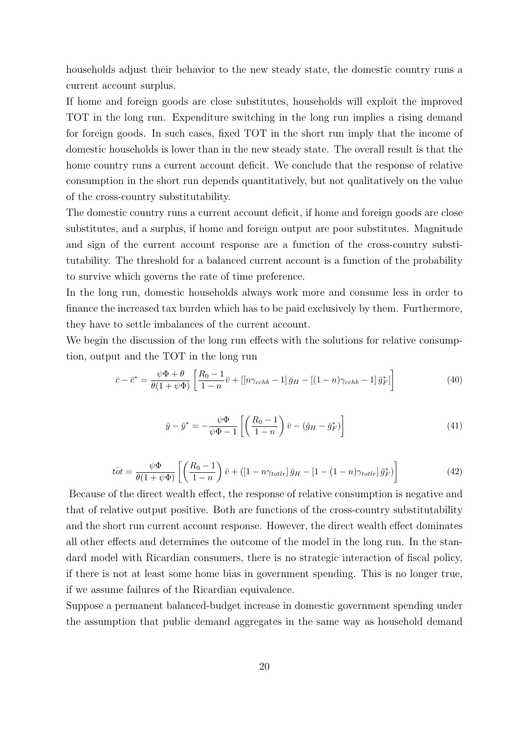households adjust their behavior to the new steady state, the domestic country runs a current account surplus.

If home and foreign goods are close substitutes, households will exploit the improved TOT in the long run. Expenditure switching in the long run implies a rising demand for foreign goods. In such cases, fixed TOT in the short run imply that the income of domestic households is lower than in the new steady state. The overall result is that the home country runs a current account deficit. We conclude that the response of relative consumption in the short run depends quantitatively, but not qualitatively on the value of the cross-country substitutability.

The domestic country runs a current account deficit, if home and foreign goods are close substitutes, and a surplus, if home and foreign output are poor substitutes. Magnitude and sign of the current account response are a function of the cross-country substitutability. The threshold for a balanced current account is a function of the probability to survive which governs the rate of time preference.

In the long run, domestic households always work more and consume less in order to finance the increased tax burden which has to be paid exclusively by them. Furthermore, they have to settle imbalances of the current account.

We begin the discussion of the long run effects with the solutions for relative consumption, output and the TOT in the long run

$$\bar{c} - \bar{c}^* = \frac{\psi\Phi + \theta}{\theta(1+\psi\Phi)} \left[ \frac{R_0 - 1}{1-n} \bar{v} + \left[ [n\gamma_{cchb} - 1] \, \bar{g}_H - [(1-n)\gamma_{cchb} - 1] \, \bar{g}_F^* \right] \right] \tag{40}$$

$$\bar{y} - \bar{y}^* = -\frac{\psi\Phi}{\psi\Phi - 1} \left[ \left( \frac{R_0 - 1}{1-n} \right) \bar{v} - (\bar{g}_H - \bar{g}_F^*) \right] \tag{41}$$

$$\bar{tot} = \frac{\psi\Phi}{\theta(1+\psi\Phi)} \left[ \left( \frac{R_0 - 1}{1-n} \right) \bar{v} + \left( [1 - n\gamma_{totlr}] \, \bar{g}_H - [1 - (1-n)\gamma_{totlr}] \, \bar{g}_F^* \right) \right] \tag{42}$$

Because of the direct wealth effect, the response of relative consumption is negative and that of relative output positive. Both are functions of the cross-country substitutability and the short run current account response. However, the direct wealth effect dominates all other effects and determines the outcome of the model in the long run. In the standard model with Ricardian consumers, there is no strategic interaction of fiscal policy, if there is not at least some home bias in government spending. This is no longer true, if we assume failures of the Ricardian equivalence.

Suppose a permanent balanced-budget increase in domestic government spending under the assumption that public demand aggregates in the same way as household demand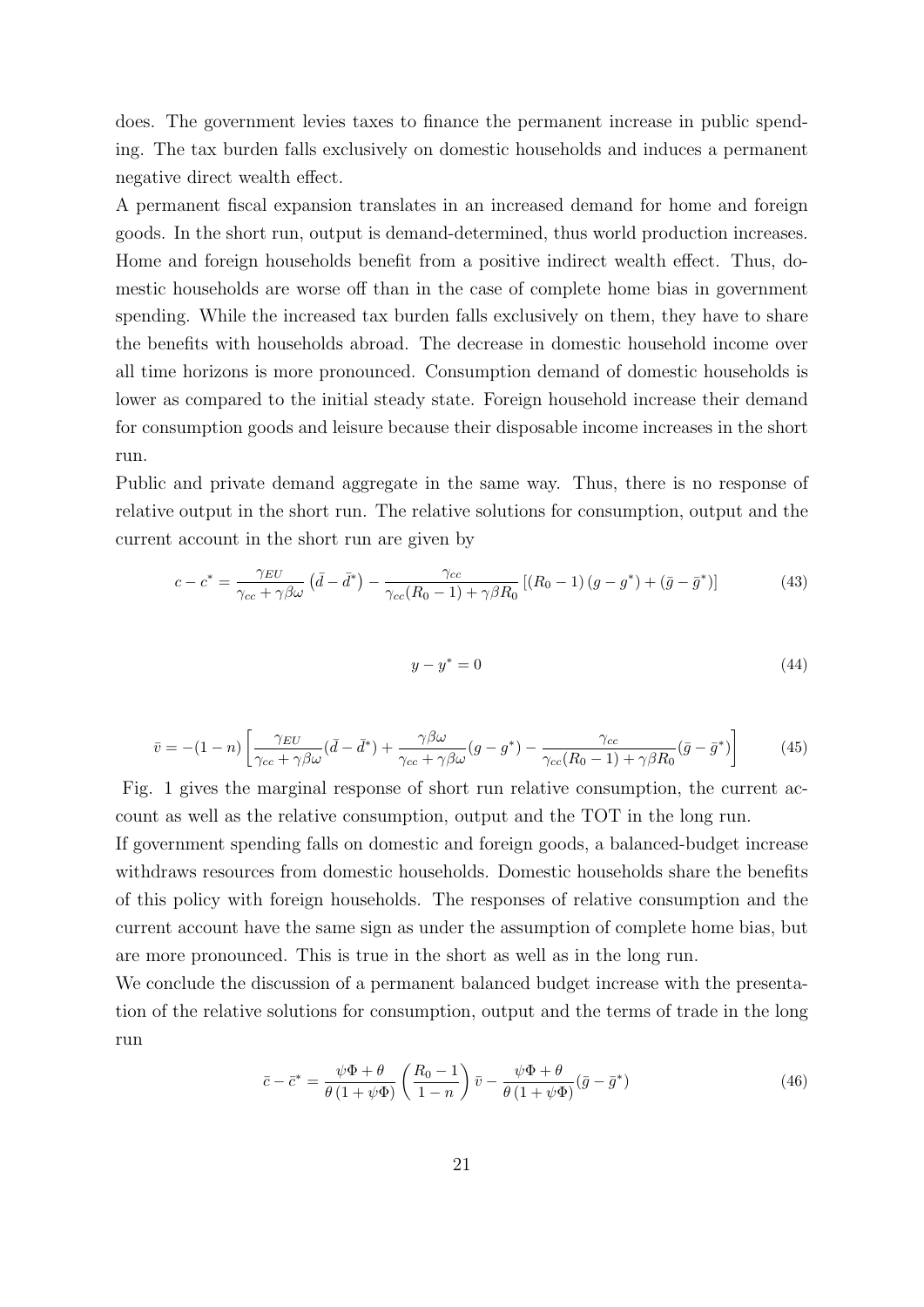does. The government levies taxes to finance the permanent increase in public spending. The tax burden falls exclusively on domestic households and induces a permanent negative direct wealth effect.

A permanent fiscal expansion translates in an increased demand for home and foreign goods. In the short run, output is demand-determined, thus world production increases. Home and foreign households benefit from a positive indirect wealth effect. Thus, domestic households are worse off than in the case of complete home bias in government spending. While the increased tax burden falls exclusively on them, they have to share the benefits with households abroad. The decrease in domestic household income over all time horizons is more pronounced. Consumption demand of domestic households is lower as compared to the initial steady state. Foreign household increase their demand for consumption goods and leisure because their disposable income increases in the short run.

Public and private demand aggregate in the same way. Thus, there is no response of relative output in the short run. The relative solutions for consumption, output and the current account in the short run are given by

$$c - c^* = \frac{\gamma_{EU}}{\gamma_{cc} + \gamma\beta\omega}\left(\bar{d} - \bar{d}^*\right) - \frac{\gamma_{cc}}{\gamma_{cc}(R_0 - 1) + \gamma\beta R_0}\left[(R_0 - 1)\left(g - g^*\right) + \left(\bar{g} - \bar{g}^*\right)\right] \tag{43}$$

$$y - y^* = 0 \tag{44}$$

$$\bar{v} = -(1-n)\left[\frac{\gamma_{EU}}{\gamma_{cc} + \gamma\beta\omega}(\bar{d} - \bar{d}^*) + \frac{\gamma\beta\omega}{\gamma_{cc} + \gamma\beta\omega}(g - g^*) - \frac{\gamma_{cc}}{\gamma_{cc}(R_0 - 1) + \gamma\beta R_0}(\bar{g} - \bar{g}^*)\right] \tag{45}$$

Fig. 1 gives the marginal response of short run relative consumption, the current account as well as the relative consumption, output and the TOT in the long run.

If government spending falls on domestic and foreign goods, a balanced-budget increase withdraws resources from domestic households. Domestic households share the benefits of this policy with foreign households. The responses of relative consumption and the current account have the same sign as under the assumption of complete home bias, but are more pronounced. This is true in the short as well as in the long run.

We conclude the discussion of a permanent balanced budget increase with the presentation of the relative solutions for consumption, output and the terms of trade in the long run

$$\bar{c} - \bar{c}^* = \frac{\psi\Phi + \theta}{\theta\left(1 + \psi\Phi\right)}\left(\frac{R_0 - 1}{1 - n}\right)\bar{v} - \frac{\psi\Phi + \theta}{\theta\left(1 + \psi\Phi\right)}(\bar{g} - \bar{g}^*) \tag{46}$$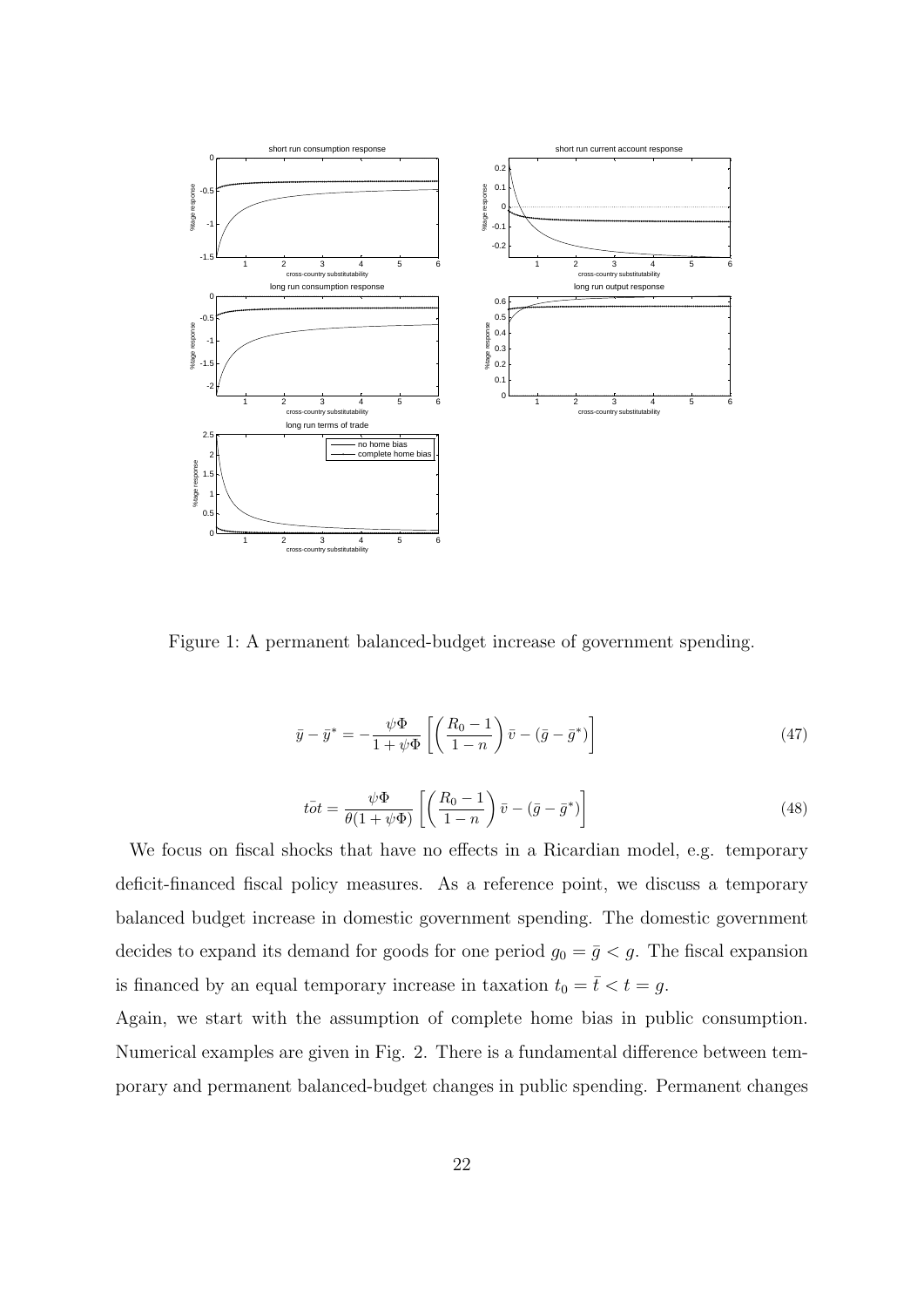Figure 1: A permanent balanced-budget increase of government spending.

$$\bar{y} - \bar{y}^* = -\frac{\psi\Phi}{1+\psi\Phi}\left[\left(\frac{R_0 - 1}{1-n}\right)\bar{v} - (\bar{g} - \bar{g}^*)\right] \tag{47}$$

$$\bar{tot} = \frac{\psi\Phi}{\theta(1+\psi\Phi)}\left[\left(\frac{R_0 - 1}{1-n}\right)\bar{v} - (\bar{g} - \bar{g}^*)\right] \tag{48}$$

We focus on fiscal shocks that have no effects in a Ricardian model, e.g. temporary deficit-financed fiscal policy measures. As a reference point, we discuss a temporary balanced budget increase in domestic government spending. The domestic government decides to expand its demand for goods for one period $g_0 = \bar{g} < g$. The fiscal expansion is financed by an equal temporary increase in taxation $t_0 = \bar{t} < t = g$.

Again, we start with the assumption of complete home bias in public consumption. Numerical examples are given in Fig. 2. There is a fundamental difference between temporary and permanent balanced-budget changes in public spending. Permanent changes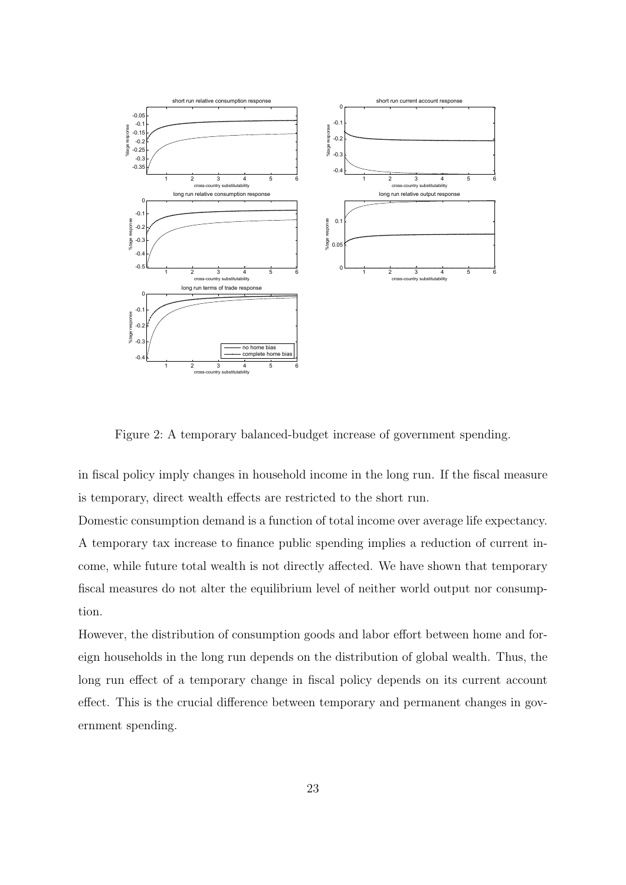Figure 2: A temporary balanced-budget increase of government spending.

in fiscal policy imply changes in household income in the long run. If the fiscal measure is temporary, direct wealth effects are restricted to the short run.

Domestic consumption demand is a function of total income over average life expectancy. A temporary tax increase to finance public spending implies a reduction of current income, while future total wealth is not directly affected. We have shown that temporary fiscal measures do not alter the equilibrium level of neither world output nor consumption.

However, the distribution of consumption goods and labor effort between home and foreign households in the long run depends on the distribution of global wealth. Thus, the long run effect of a temporary change in fiscal policy depends on its current account effect. This is the crucial difference between temporary and permanent changes in government spending.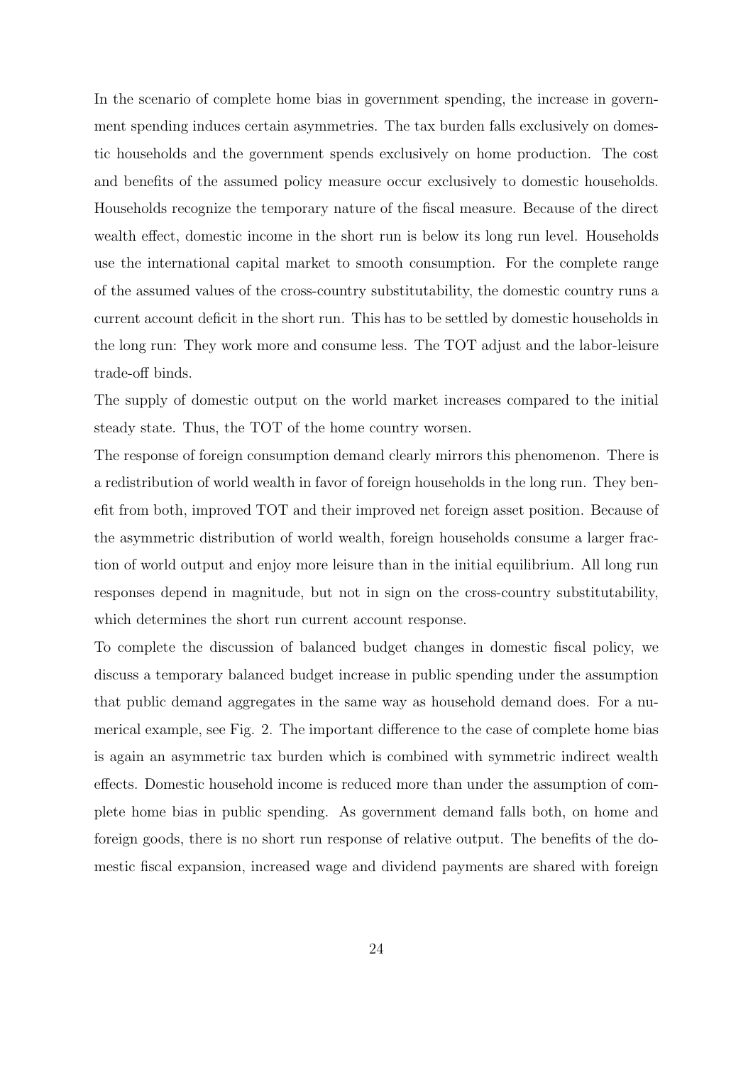In the scenario of complete home bias in government spending, the increase in government spending induces certain asymmetries. The tax burden falls exclusively on domestic households and the government spends exclusively on home production. The cost and benefits of the assumed policy measure occur exclusively to domestic households. Households recognize the temporary nature of the fiscal measure. Because of the direct wealth effect, domestic income in the short run is below its long run level. Households use the international capital market to smooth consumption. For the complete range of the assumed values of the cross-country substitutability, the domestic country runs a current account deficit in the short run. This has to be settled by domestic households in the long run: They work more and consume less. The TOT adjust and the labor-leisure trade-off binds.

The supply of domestic output on the world market increases compared to the initial steady state. Thus, the TOT of the home country worsen.

The response of foreign consumption demand clearly mirrors this phenomenon. There is a redistribution of world wealth in favor of foreign households in the long run. They benefit from both, improved TOT and their improved net foreign asset position. Because of the asymmetric distribution of world wealth, foreign households consume a larger fraction of world output and enjoy more leisure than in the initial equilibrium. All long run responses depend in magnitude, but not in sign on the cross-country substitutability, which determines the short run current account response.

To complete the discussion of balanced budget changes in domestic fiscal policy, we discuss a temporary balanced budget increase in public spending under the assumption that public demand aggregates in the same way as household demand does. For a numerical example, see Fig. 2. The important difference to the case of complete home bias is again an asymmetric tax burden which is combined with symmetric indirect wealth effects. Domestic household income is reduced more than under the assumption of complete home bias in public spending. As government demand falls both, on home and foreign goods, there is no short run response of relative output. The benefits of the domestic fiscal expansion, increased wage and dividend payments are shared with foreign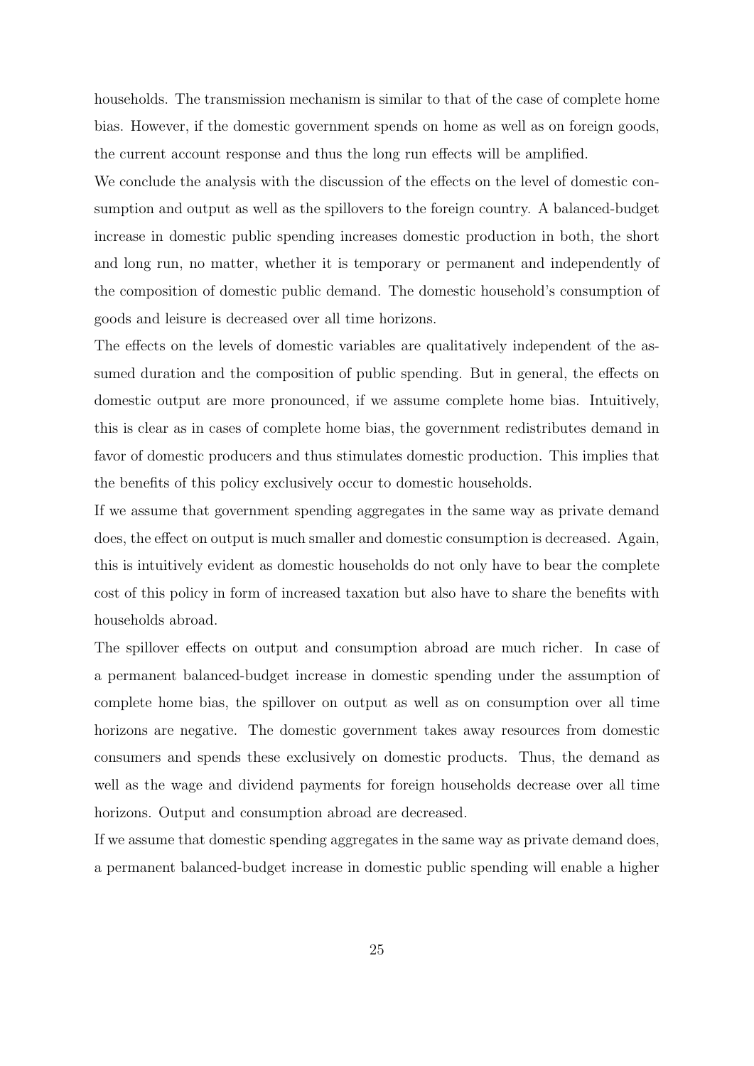households. The transmission mechanism is similar to that of the case of complete home bias. However, if the domestic government spends on home as well as on foreign goods, the current account response and thus the long run effects will be amplified.

We conclude the analysis with the discussion of the effects on the level of domestic consumption and output as well as the spillovers to the foreign country. A balanced-budget increase in domestic public spending increases domestic production in both, the short and long run, no matter, whether it is temporary or permanent and independently of the composition of domestic public demand. The domestic household's consumption of goods and leisure is decreased over all time horizons.

The effects on the levels of domestic variables are qualitatively independent of the assumed duration and the composition of public spending. But in general, the effects on domestic output are more pronounced, if we assume complete home bias. Intuitively, this is clear as in cases of complete home bias, the government redistributes demand in favor of domestic producers and thus stimulates domestic production. This implies that the benefits of this policy exclusively occur to domestic households.

If we assume that government spending aggregates in the same way as private demand does, the effect on output is much smaller and domestic consumption is decreased. Again, this is intuitively evident as domestic households do not only have to bear the complete cost of this policy in form of increased taxation but also have to share the benefits with households abroad.

The spillover effects on output and consumption abroad are much richer. In case of a permanent balanced-budget increase in domestic spending under the assumption of complete home bias, the spillover on output as well as on consumption over all time horizons are negative. The domestic government takes away resources from domestic consumers and spends these exclusively on domestic products. Thus, the demand as well as the wage and dividend payments for foreign households decrease over all time horizons. Output and consumption abroad are decreased.

If we assume that domestic spending aggregates in the same way as private demand does, a permanent balanced-budget increase in domestic public spending will enable a higher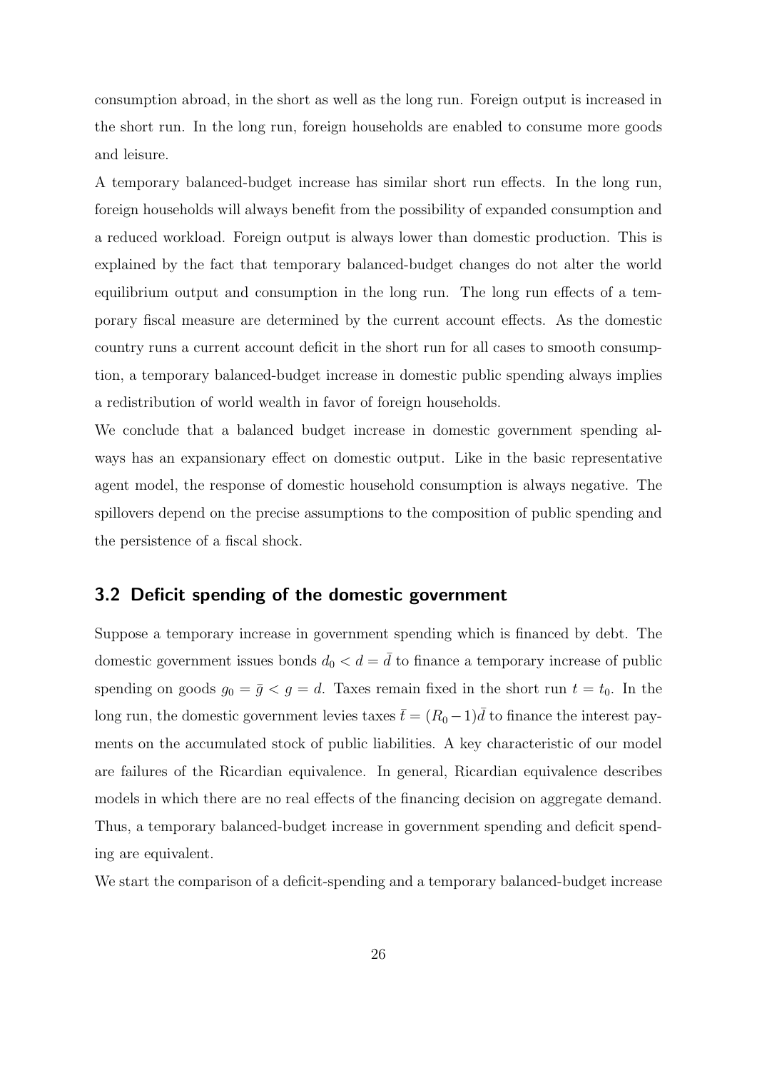consumption abroad, in the short as well as the long run. Foreign output is increased in the short run. In the long run, foreign households are enabled to consume more goods and leisure.

A temporary balanced-budget increase has similar short run effects. In the long run, foreign households will always benefit from the possibility of expanded consumption and a reduced workload. Foreign output is always lower than domestic production. This is explained by the fact that temporary balanced-budget changes do not alter the world equilibrium output and consumption in the long run. The long run effects of a temporary fiscal measure are determined by the current account effects. As the domestic country runs a current account deficit in the short run for all cases to smooth consumption, a temporary balanced-budget increase in domestic public spending always implies a redistribution of world wealth in favor of foreign households.

We conclude that a balanced budget increase in domestic government spending always has an expansionary effect on domestic output. Like in the basic representative agent model, the response of domestic household consumption is always negative. The spillovers depend on the precise assumptions to the composition of public spending and the persistence of a fiscal shock.

## 3.2 Deficit spending of the domestic government

Suppose a temporary increase in government spending which is financed by debt. The domestic government issues bonds $d_0 < d = \bar{d}$ to finance a temporary increase of public spending on goods $g_0 = \bar{g} < g = d$. Taxes remain fixed in the short run $t = t_0$. In the long run, the domestic government levies taxes $\bar{t} = (R_0 - 1)\bar{d}$ to finance the interest payments on the accumulated stock of public liabilities. A key characteristic of our model are failures of the Ricardian equivalence. In general, Ricardian equivalence describes models in which there are no real effects of the financing decision on aggregate demand. Thus, a temporary balanced-budget increase in government spending and deficit spending are equivalent.

We start the comparison of a deficit-spending and a temporary balanced-budget increase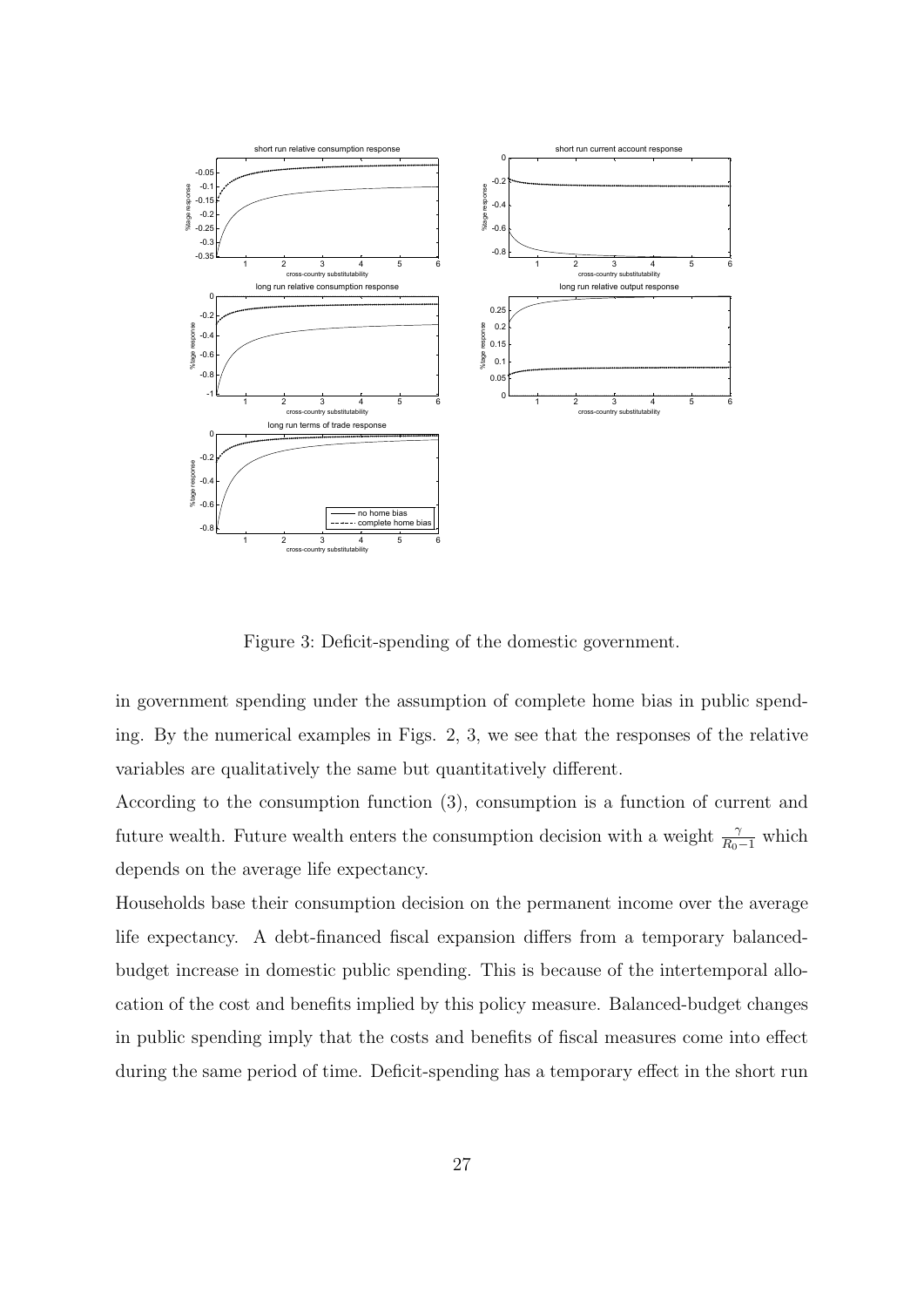Figure 3: Deficit-spending of the domestic government.

in government spending under the assumption of complete home bias in public spending. By the numerical examples in Figs. 2, 3, we see that the responses of the relative variables are qualitatively the same but quantitatively different.

According to the consumption function (3), consumption is a function of current and future wealth. Future wealth enters the consumption decision with a weight $\frac{\gamma}{R_0 - 1}$ which depends on the average life expectancy.

Households base their consumption decision on the permanent income over the average life expectancy. A debt-financed fiscal expansion differs from a temporary balanced-budget increase in domestic public spending. This is because of the intertemporal allocation of the cost and benefits implied by this policy measure. Balanced-budget changes in public spending imply that the costs and benefits of fiscal measures come into effect during the same period of time. Deficit-spending has a temporary effect in the short run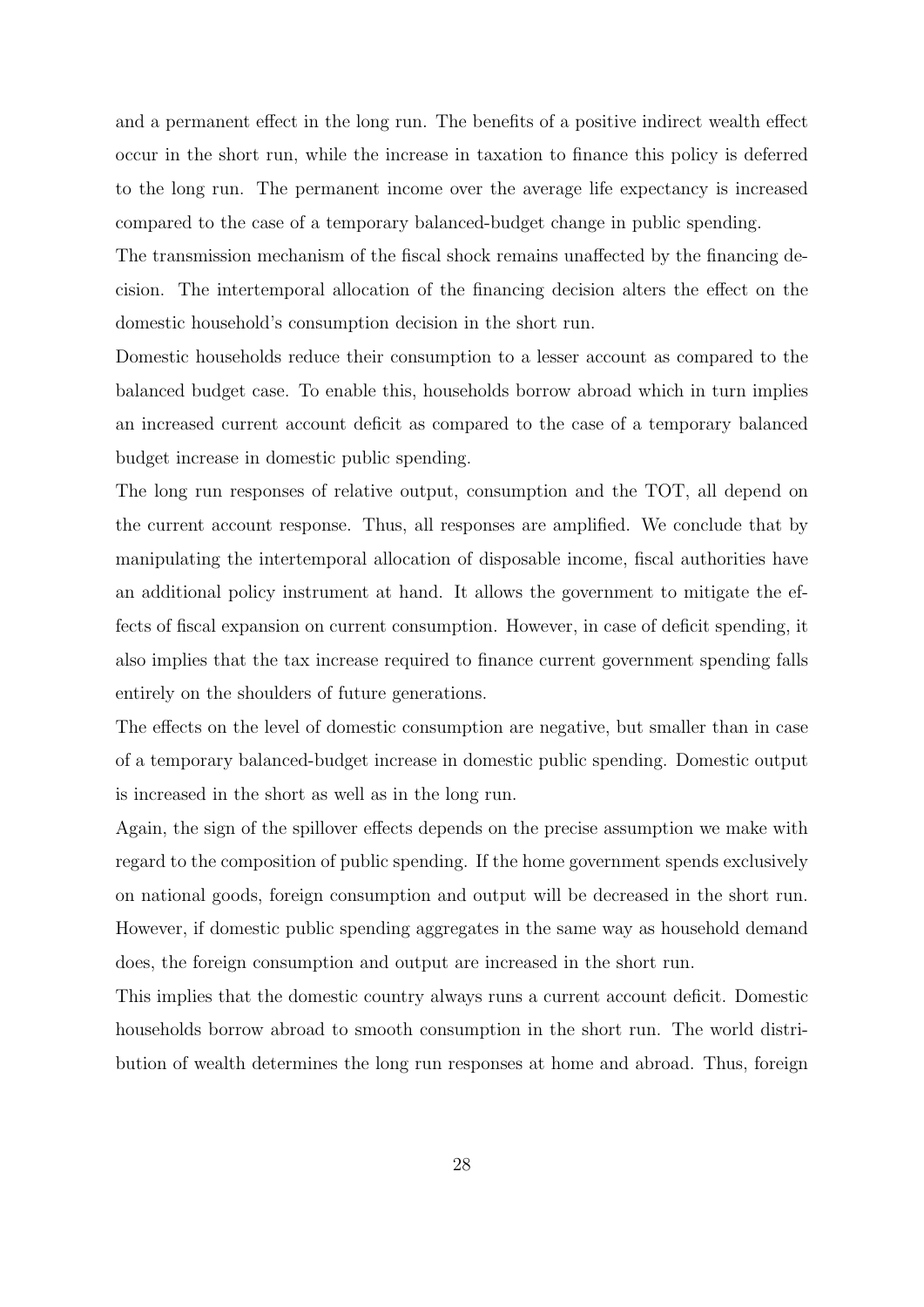and a permanent effect in the long run. The benefits of a positive indirect wealth effect occur in the short run, while the increase in taxation to finance this policy is deferred to the long run. The permanent income over the average life expectancy is increased compared to the case of a temporary balanced-budget change in public spending.

The transmission mechanism of the fiscal shock remains unaffected by the financing decision. The intertemporal allocation of the financing decision alters the effect on the domestic household's consumption decision in the short run.

Domestic households reduce their consumption to a lesser account as compared to the balanced budget case. To enable this, households borrow abroad which in turn implies an increased current account deficit as compared to the case of a temporary balanced budget increase in domestic public spending.

The long run responses of relative output, consumption and the TOT, all depend on the current account response. Thus, all responses are amplified. We conclude that by manipulating the intertemporal allocation of disposable income, fiscal authorities have an additional policy instrument at hand. It allows the government to mitigate the effects of fiscal expansion on current consumption. However, in case of deficit spending, it also implies that the tax increase required to finance current government spending falls entirely on the shoulders of future generations.

The effects on the level of domestic consumption are negative, but smaller than in case of a temporary balanced-budget increase in domestic public spending. Domestic output is increased in the short as well as in the long run.

Again, the sign of the spillover effects depends on the precise assumption we make with regard to the composition of public spending. If the home government spends exclusively on national goods, foreign consumption and output will be decreased in the short run. However, if domestic public spending aggregates in the same way as household demand does, the foreign consumption and output are increased in the short run.

This implies that the domestic country always runs a current account deficit. Domestic households borrow abroad to smooth consumption in the short run. The world distribution of wealth determines the long run responses at home and abroad. Thus, foreign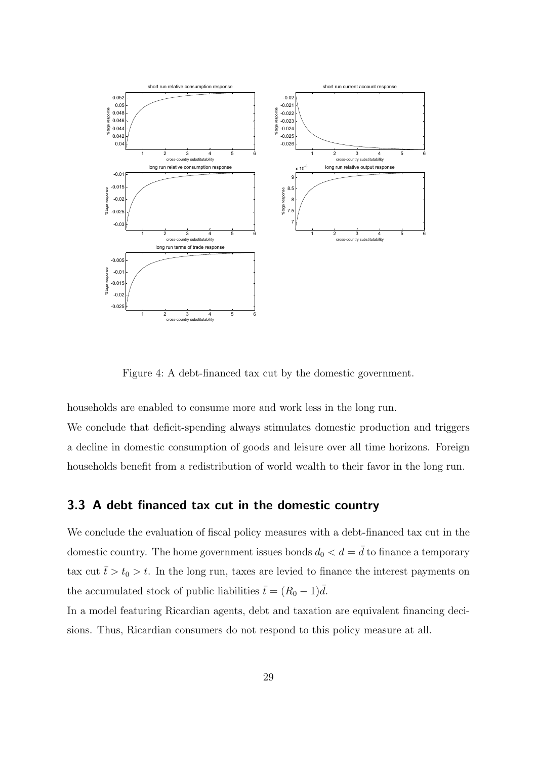Figure 4: A debt-financed tax cut by the domestic government.

households are enabled to consume more and work less in the long run.

We conclude that deficit-spending always stimulates domestic production and triggers a decline in domestic consumption of goods and leisure over all time horizons. Foreign households benefit from a redistribution of world wealth to their favor in the long run.

## 3.3 A debt financed tax cut in the domestic country

We conclude the evaluation of fiscal policy measures with a debt-financed tax cut in the domestic country. The home government issues bonds $d_0 < d = \bar{d}$ to finance a temporary tax cut $\bar{t} > t_0 > t$. In the long run, taxes are levied to finance the interest payments on the accumulated stock of public liabilities $\bar{t} = (R_0 - 1)\bar{d}$.

In a model featuring Ricardian agents, debt and taxation are equivalent financing decisions. Thus, Ricardian consumers do not respond to this policy measure at all.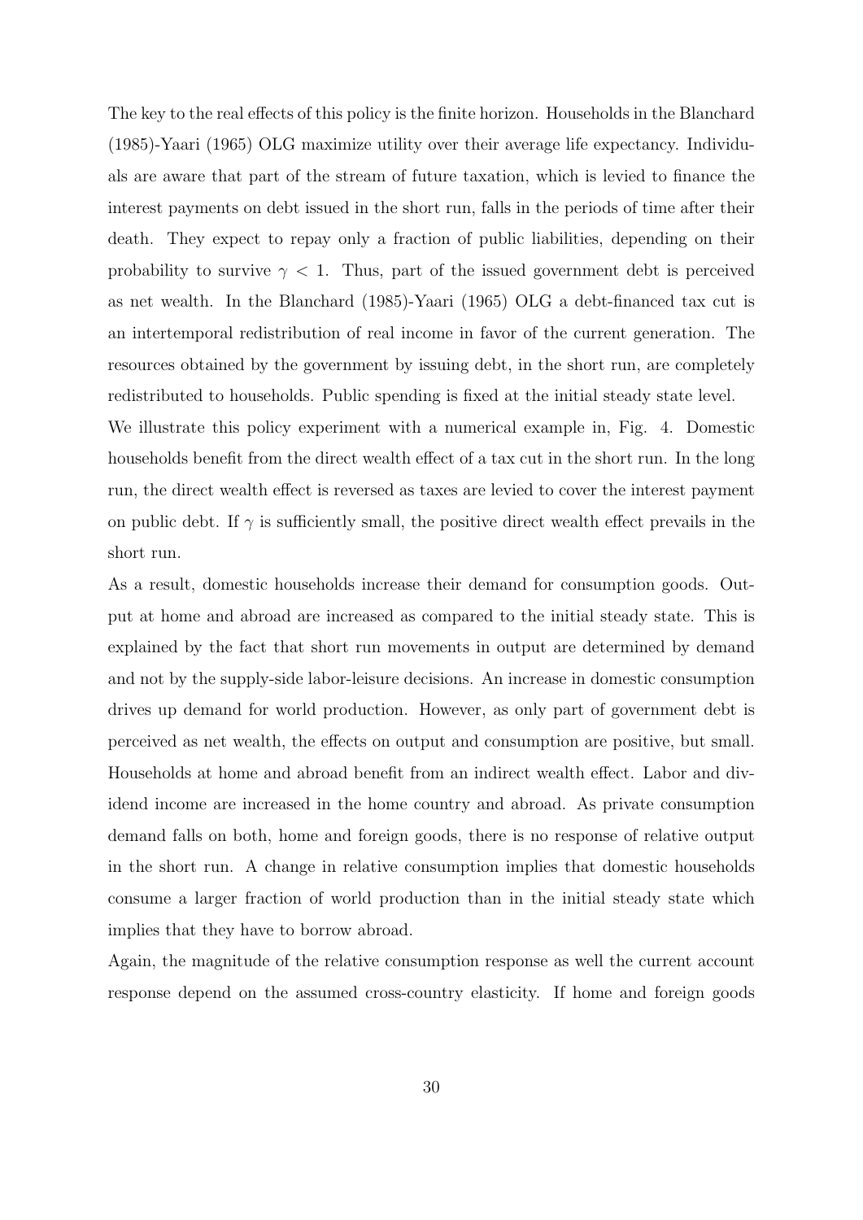The key to the real effects of this policy is the finite horizon. Households in the Blanchard (1985)-Yaari (1965) OLG maximize utility over their average life expectancy. Individuals are aware that part of the stream of future taxation, which is levied to finance the interest payments on debt issued in the short run, falls in the periods of time after their death. They expect to repay only a fraction of public liabilities, depending on their probability to survive $\gamma < 1$. Thus, part of the issued government debt is perceived as net wealth. In the Blanchard (1985)-Yaari (1965) OLG a debt-financed tax cut is an intertemporal redistribution of real income in favor of the current generation. The resources obtained by the government by issuing debt, in the short run, are completely redistributed to households. Public spending is fixed at the initial steady state level.

We illustrate this policy experiment with a numerical example in, Fig. 4. Domestic households benefit from the direct wealth effect of a tax cut in the short run. In the long run, the direct wealth effect is reversed as taxes are levied to cover the interest payment on public debt. If $\gamma$ is sufficiently small, the positive direct wealth effect prevails in the short run.

As a result, domestic households increase their demand for consumption goods. Output at home and abroad are increased as compared to the initial steady state. This is explained by the fact that short run movements in output are determined by demand and not by the supply-side labor-leisure decisions. An increase in domestic consumption drives up demand for world production. However, as only part of government debt is perceived as net wealth, the effects on output and consumption are positive, but small. Households at home and abroad benefit from an indirect wealth effect. Labor and dividend income are increased in the home country and abroad. As private consumption demand falls on both, home and foreign goods, there is no response of relative output in the short run. A change in relative consumption implies that domestic households consume a larger fraction of world production than in the initial steady state which implies that they have to borrow abroad.

Again, the magnitude of the relative consumption response as well the current account response depend on the assumed cross-country elasticity. If home and foreign goods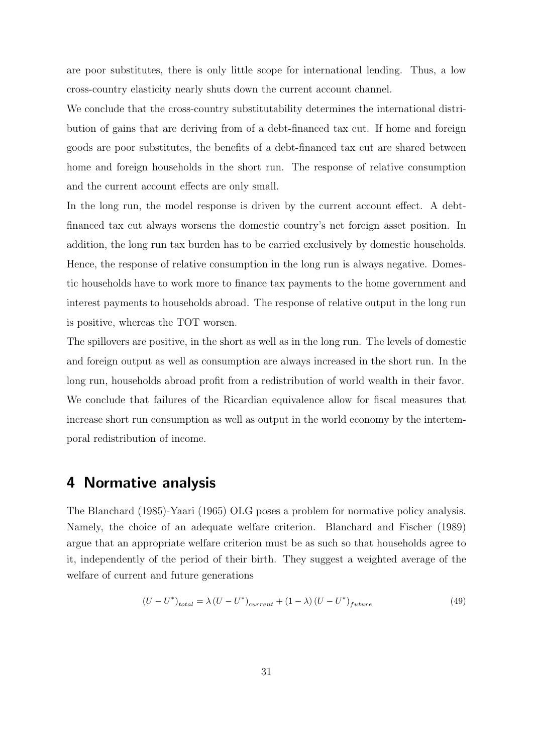are poor substitutes, there is only little scope for international lending. Thus, a low cross-country elasticity nearly shuts down the current account channel.

We conclude that the cross-country substitutability determines the international distribution of gains that are deriving from of a debt-financed tax cut. If home and foreign goods are poor substitutes, the benefits of a debt-financed tax cut are shared between home and foreign households in the short run. The response of relative consumption and the current account effects are only small.

In the long run, the model response is driven by the current account effect. A debt-financed tax cut always worsens the domestic country's net foreign asset position. In addition, the long run tax burden has to be carried exclusively by domestic households. Hence, the response of relative consumption in the long run is always negative. Domestic households have to work more to finance tax payments to the home government and interest payments to households abroad. The response of relative output in the long run is positive, whereas the TOT worsen.

The spillovers are positive, in the short as well as in the long run. The levels of domestic and foreign output as well as consumption are always increased in the short run. In the long run, households abroad profit from a redistribution of world wealth in their favor. We conclude that failures of the Ricardian equivalence allow for fiscal measures that increase short run consumption as well as output in the world economy by the intertemporal redistribution of income.

# 4 Normative analysis

The Blanchard (1985)-Yaari (1965) OLG poses a problem for normative policy analysis. Namely, the choice of an adequate welfare criterion. Blanchard and Fischer (1989) argue that an appropriate welfare criterion must be as such so that households agree to it, independently of the period of their birth. They suggest a weighted average of the welfare of current and future generations

$$(U - U^*)_{total} = \lambda (U - U^*)_{current} + (1 - \lambda) (U - U^*)_{future} \tag{49}$$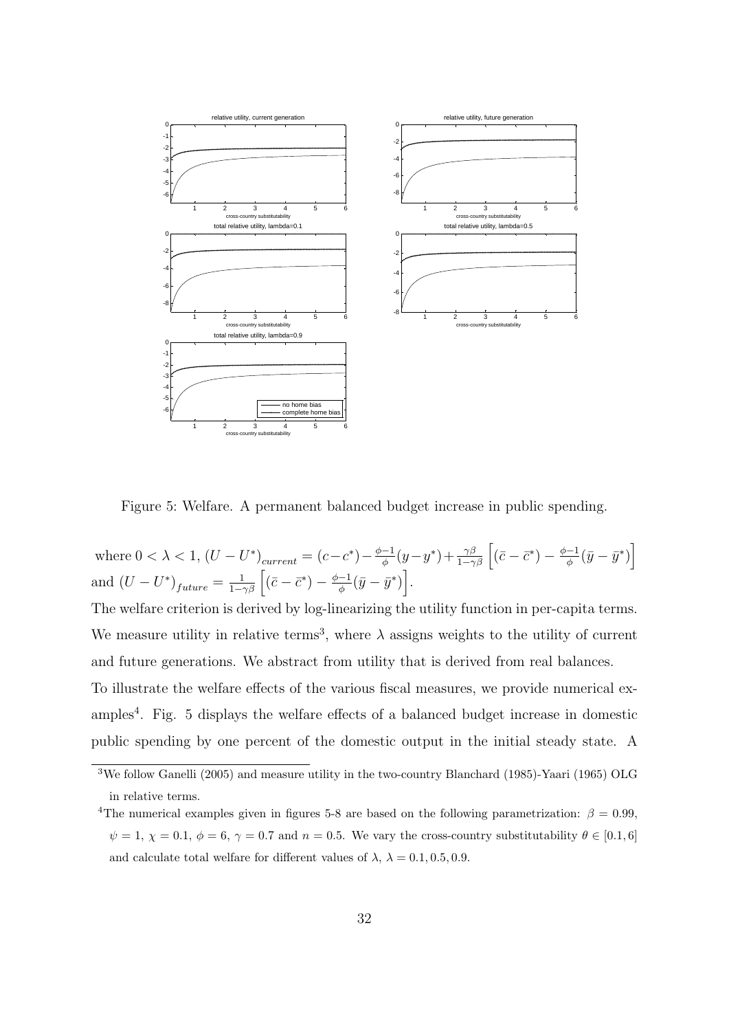Figure 5: Welfare. A permanent balanced budget increase in public spending.

where $0 < \lambda < 1$, $(U - U^*)_{current} = (c - c^*) - \frac{\phi-1}{\phi}(y - y^*) + \frac{\gamma\beta}{1-\gamma\beta}\left[(\bar{c} - \bar{c}^*) - \frac{\phi-1}{\phi}(\bar{y} - \bar{y}^*)\right]$ and $(U - U^*)_{future} = \frac{1}{1-\gamma\beta}\left[(\bar{c} - \bar{c}^*) - \frac{\phi-1}{\phi}(\bar{y} - \bar{y}^*)\right]$.

The welfare criterion is derived by log-linearizing the utility function in per-capita terms. We measure utility in relative terms[3], where $\lambda$ assigns weights to the utility of current and future generations. We abstract from utility that is derived from real balances.

To illustrate the welfare effects of the various fiscal measures, we provide numerical examples[4]. Fig. 5 displays the welfare effects of a balanced budget increase in domestic public spending by one percent of the domestic output in the initial steady state. A

---

[3] We follow Ganelli (2005) and measure utility in the two-country Blanchard (1985)-Yaari (1965) OLG in relative terms.

[4] The numerical examples given in figures 5-8 are based on the following parametrization: $\beta = 0.99$, $\psi = 1$, $\chi = 0.1$, $\phi = 6$, $\gamma = 0.7$ and $n = 0.5$. We vary the cross-country substitutability $\theta \in [0.1, 6]$ and calculate total welfare for different values of $\lambda$, $\lambda = 0.1, 0.5, 0.9$.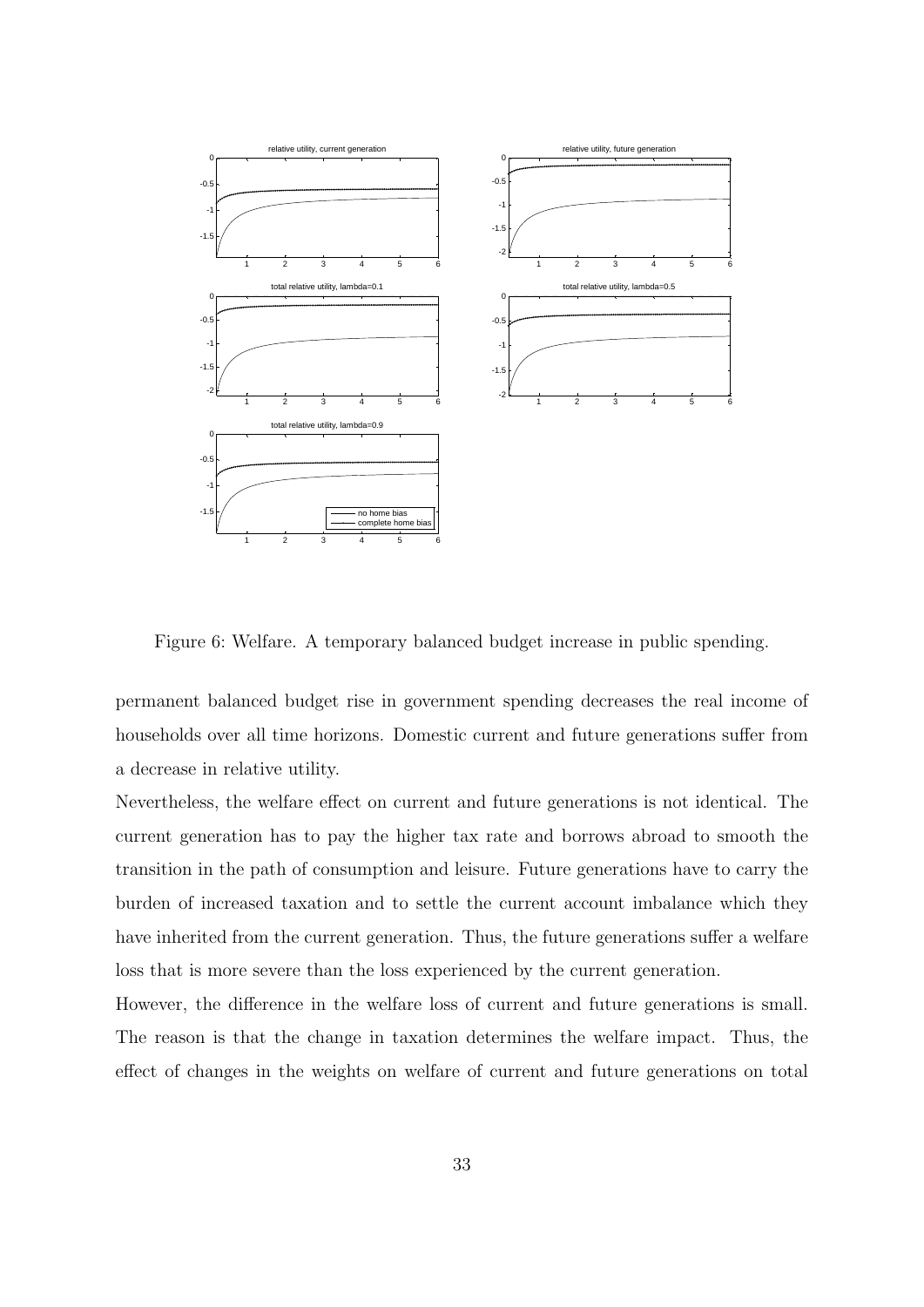Figure 6: Welfare. A temporary balanced budget increase in public spending.

permanent balanced budget rise in government spending decreases the real income of households over all time horizons. Domestic current and future generations suffer from a decrease in relative utility.

Nevertheless, the welfare effect on current and future generations is not identical. The current generation has to pay the higher tax rate and borrows abroad to smooth the transition in the path of consumption and leisure. Future generations have to carry the burden of increased taxation and to settle the current account imbalance which they have inherited from the current generation. Thus, the future generations suffer a welfare loss that is more severe than the loss experienced by the current generation.

However, the difference in the welfare loss of current and future generations is small. The reason is that the change in taxation determines the welfare impact. Thus, the effect of changes in the weights on welfare of current and future generations on total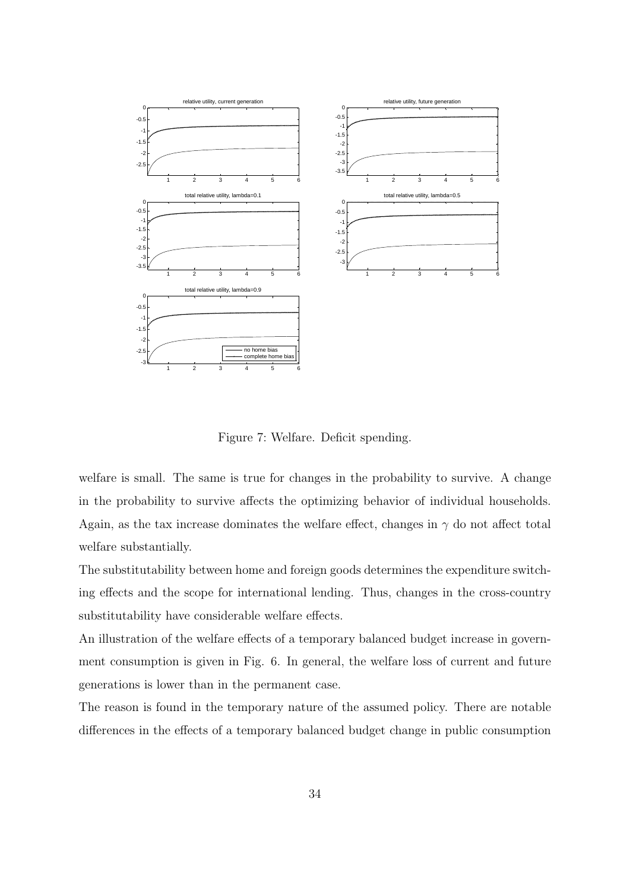Figure 7: Welfare. Deficit spending.

welfare is small. The same is true for changes in the probability to survive. A change in the probability to survive affects the optimizing behavior of individual households. Again, as the tax increase dominates the welfare effect, changes in $\gamma$ do not affect total welfare substantially.

The substitutability between home and foreign goods determines the expenditure switching effects and the scope for international lending. Thus, changes in the cross-country substitutability have considerable welfare effects.

An illustration of the welfare effects of a temporary balanced budget increase in government consumption is given in Fig. 6. In general, the welfare loss of current and future generations is lower than in the permanent case.

The reason is found in the temporary nature of the assumed policy. There are notable differences in the effects of a temporary balanced budget change in public consumption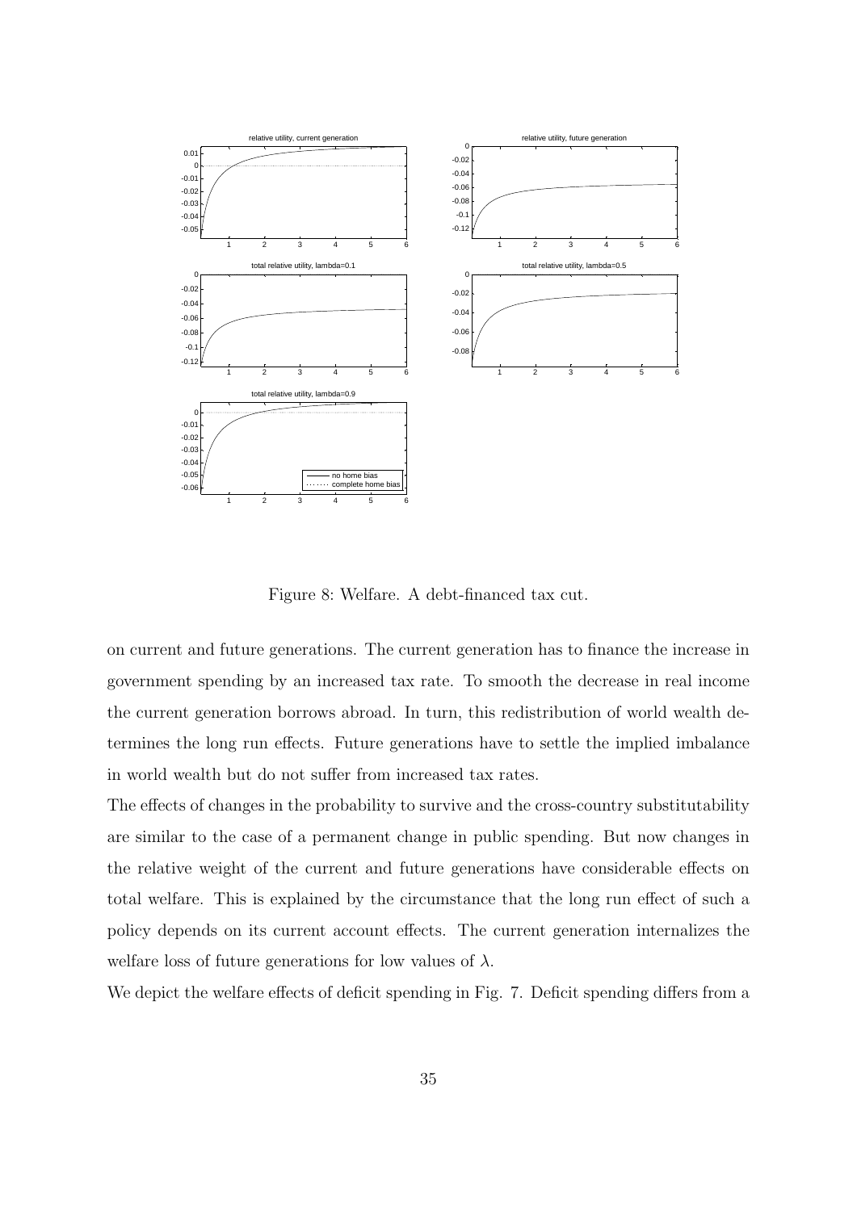Figure 8: Welfare. A debt-financed tax cut.

on current and future generations. The current generation has to finance the increase in government spending by an increased tax rate. To smooth the decrease in real income the current generation borrows abroad. In turn, this redistribution of world wealth determines the long run effects. Future generations have to settle the implied imbalance in world wealth but do not suffer from increased tax rates.

The effects of changes in the probability to survive and the cross-country substitutability are similar to the case of a permanent change in public spending. But now changes in the relative weight of the current and future generations have considerable effects on total welfare. This is explained by the circumstance that the long run effect of such a policy depends on its current account effects. The current generation internalizes the welfare loss of future generations for low values of $\lambda$.

We depict the welfare effects of deficit spending in Fig. 7. Deficit spending differs from a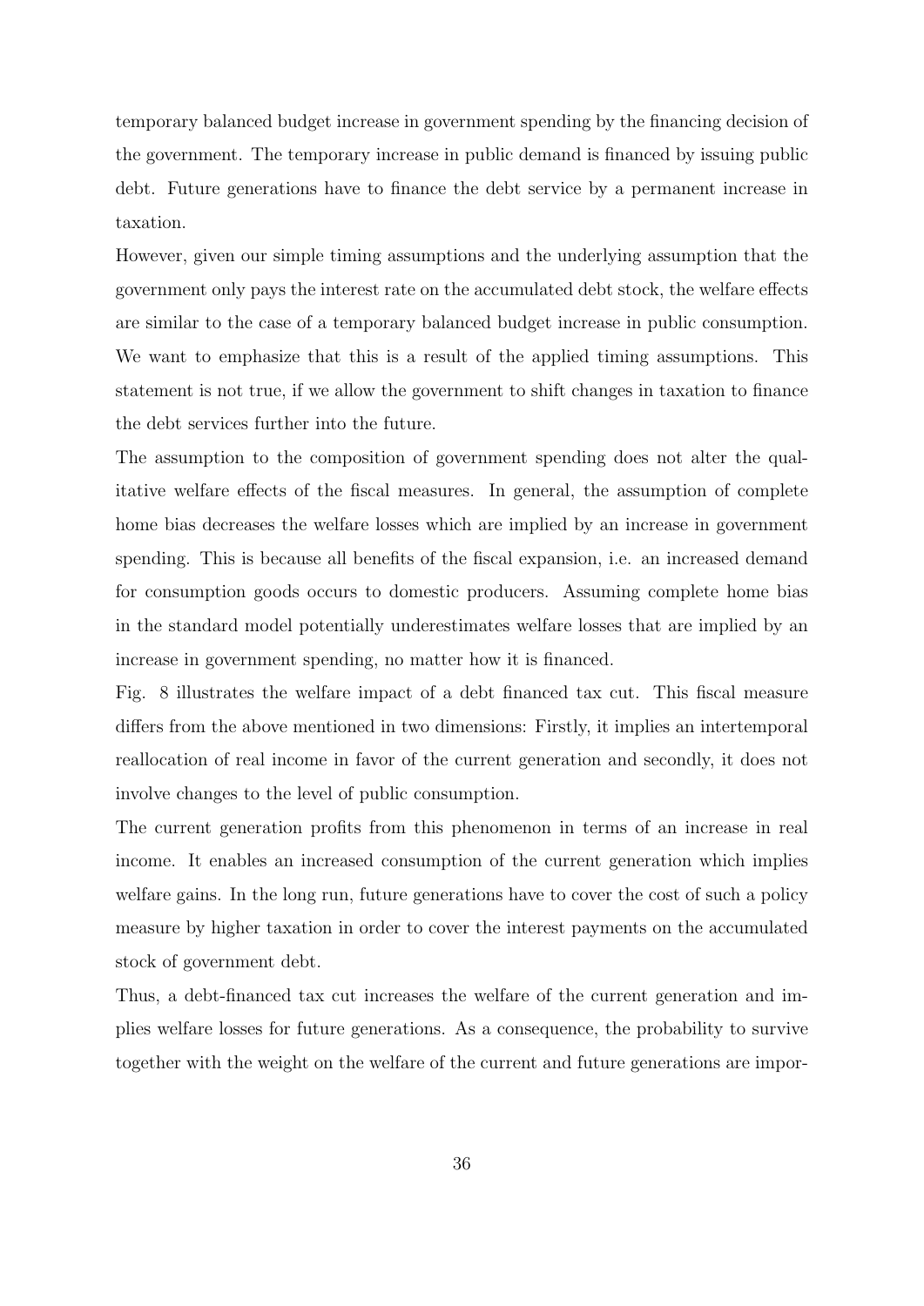temporary balanced budget increase in government spending by the financing decision of the government. The temporary increase in public demand is financed by issuing public debt. Future generations have to finance the debt service by a permanent increase in taxation.

However, given our simple timing assumptions and the underlying assumption that the government only pays the interest rate on the accumulated debt stock, the welfare effects are similar to the case of a temporary balanced budget increase in public consumption. We want to emphasize that this is a result of the applied timing assumptions. This statement is not true, if we allow the government to shift changes in taxation to finance the debt services further into the future.

The assumption to the composition of government spending does not alter the qualitative welfare effects of the fiscal measures. In general, the assumption of complete home bias decreases the welfare losses which are implied by an increase in government spending. This is because all benefits of the fiscal expansion, i.e. an increased demand for consumption goods occurs to domestic producers. Assuming complete home bias in the standard model potentially underestimates welfare losses that are implied by an increase in government spending, no matter how it is financed.

Fig. 8 illustrates the welfare impact of a debt financed tax cut. This fiscal measure differs from the above mentioned in two dimensions: Firstly, it implies an intertemporal reallocation of real income in favor of the current generation and secondly, it does not involve changes to the level of public consumption.

The current generation profits from this phenomenon in terms of an increase in real income. It enables an increased consumption of the current generation which implies welfare gains. In the long run, future generations have to cover the cost of such a policy measure by higher taxation in order to cover the interest payments on the accumulated stock of government debt.

Thus, a debt-financed tax cut increases the welfare of the current generation and implies welfare losses for future generations. As a consequence, the probability to survive together with the weight on the welfare of the current and future generations are impor-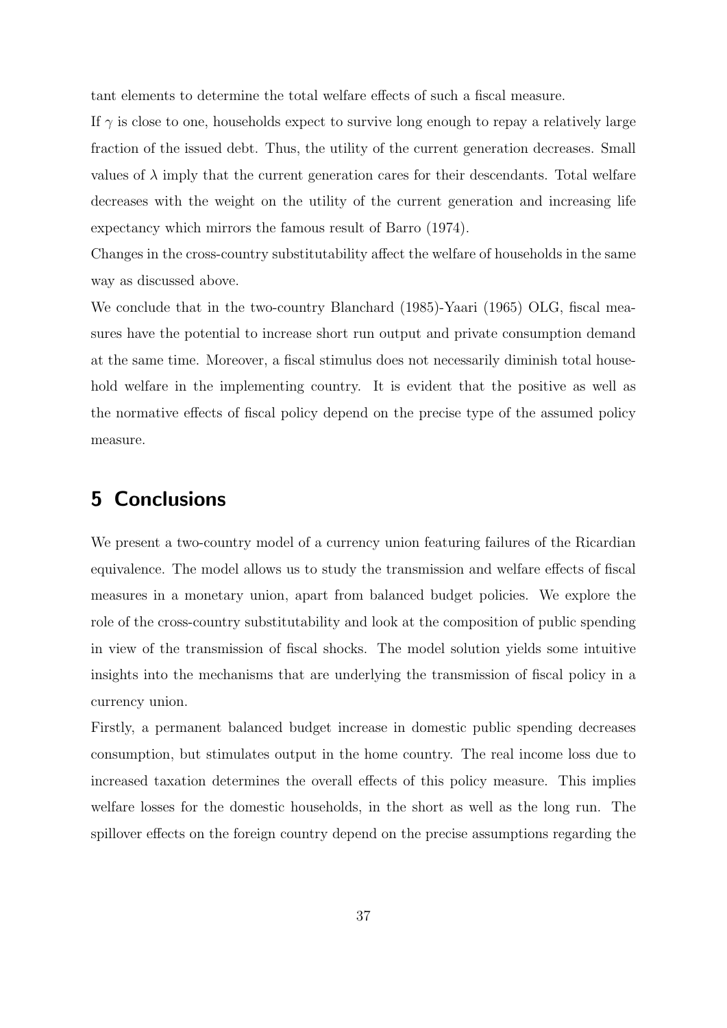tant elements to determine the total welfare effects of such a fiscal measure.

If $\gamma$ is close to one, households expect to survive long enough to repay a relatively large fraction of the issued debt. Thus, the utility of the current generation decreases. Small values of $\lambda$ imply that the current generation cares for their descendants. Total welfare decreases with the weight on the utility of the current generation and increasing life expectancy which mirrors the famous result of Barro (1974).

Changes in the cross-country substitutability affect the welfare of households in the same way as discussed above.

We conclude that in the two-country Blanchard (1985)-Yaari (1965) OLG, fiscal measures have the potential to increase short run output and private consumption demand at the same time. Moreover, a fiscal stimulus does not necessarily diminish total household welfare in the implementing country. It is evident that the positive as well as the normative effects of fiscal policy depend on the precise type of the assumed policy measure.

# 5 Conclusions

We present a two-country model of a currency union featuring failures of the Ricardian equivalence. The model allows us to study the transmission and welfare effects of fiscal measures in a monetary union, apart from balanced budget policies. We explore the role of the cross-country substitutability and look at the composition of public spending in view of the transmission of fiscal shocks. The model solution yields some intuitive insights into the mechanisms that are underlying the transmission of fiscal policy in a currency union.

Firstly, a permanent balanced budget increase in domestic public spending decreases consumption, but stimulates output in the home country. The real income loss due to increased taxation determines the overall effects of this policy measure. This implies welfare losses for the domestic households, in the short as well as the long run. The spillover effects on the foreign country depend on the precise assumptions regarding the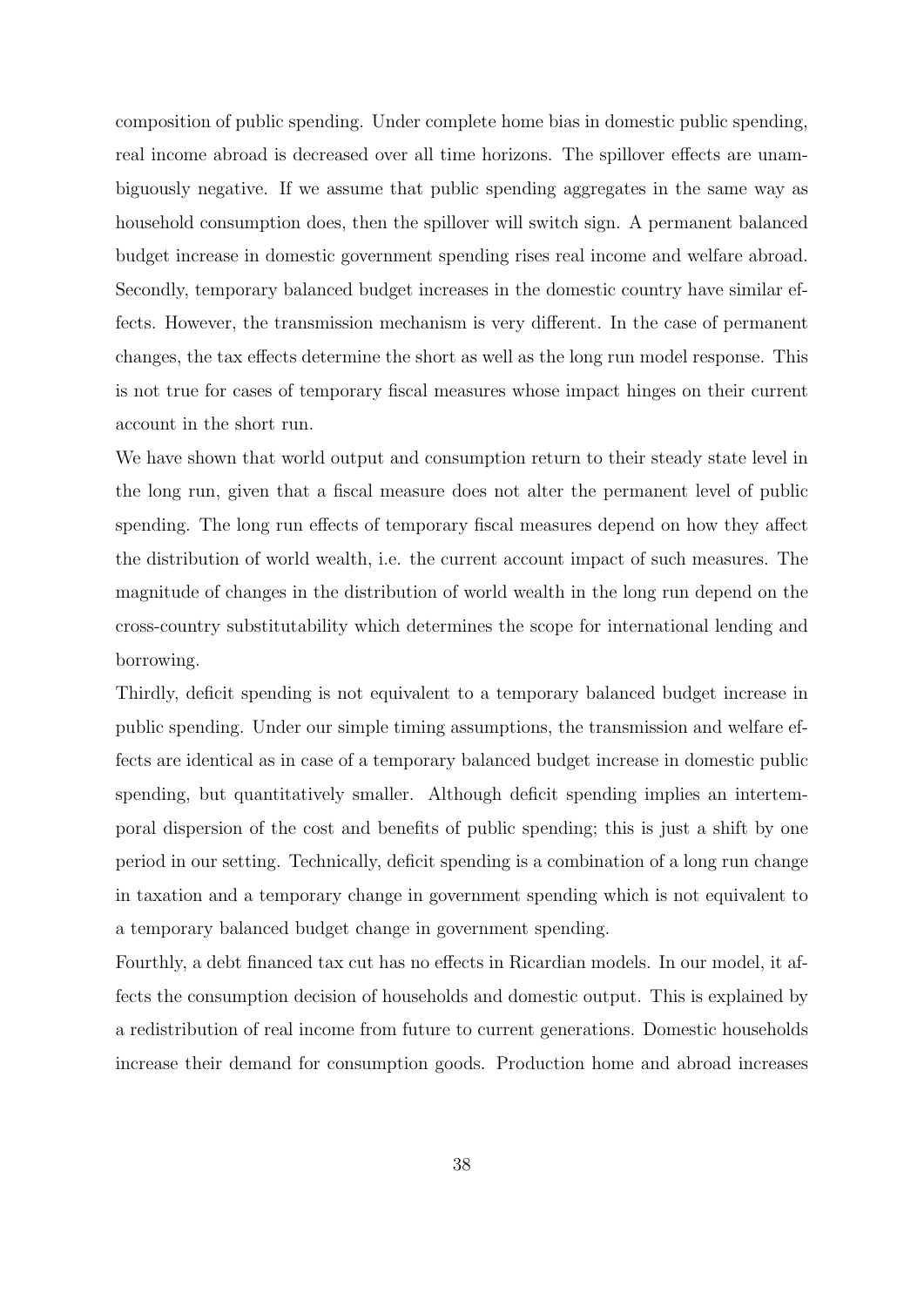composition of public spending. Under complete home bias in domestic public spending, real income abroad is decreased over all time horizons. The spillover effects are unambiguously negative. If we assume that public spending aggregates in the same way as household consumption does, then the spillover will switch sign. A permanent balanced budget increase in domestic government spending rises real income and welfare abroad. Secondly, temporary balanced budget increases in the domestic country have similar effects. However, the transmission mechanism is very different. In the case of permanent changes, the tax effects determine the short as well as the long run model response. This is not true for cases of temporary fiscal measures whose impact hinges on their current account in the short run.

We have shown that world output and consumption return to their steady state level in the long run, given that a fiscal measure does not alter the permanent level of public spending. The long run effects of temporary fiscal measures depend on how they affect the distribution of world wealth, i.e. the current account impact of such measures. The magnitude of changes in the distribution of world wealth in the long run depend on the cross-country substitutability which determines the scope for international lending and borrowing.

Thirdly, deficit spending is not equivalent to a temporary balanced budget increase in public spending. Under our simple timing assumptions, the transmission and welfare effects are identical as in case of a temporary balanced budget increase in domestic public spending, but quantitatively smaller. Although deficit spending implies an intertemporal dispersion of the cost and benefits of public spending; this is just a shift by one period in our setting. Technically, deficit spending is a combination of a long run change in taxation and a temporary change in government spending which is not equivalent to a temporary balanced budget change in government spending.

Fourthly, a debt financed tax cut has no effects in Ricardian models. In our model, it affects the consumption decision of households and domestic output. This is explained by a redistribution of real income from future to current generations. Domestic households increase their demand for consumption goods. Production home and abroad increases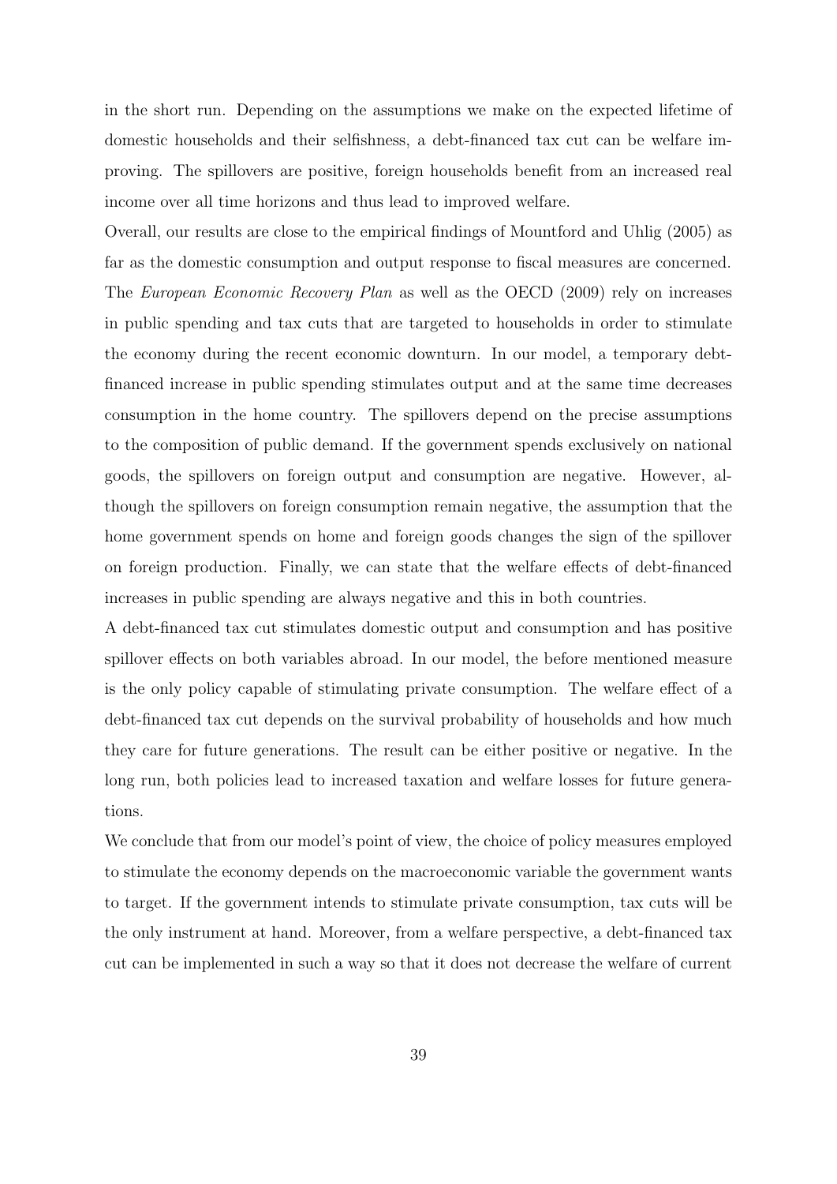in the short run. Depending on the assumptions we make on the expected lifetime of domestic households and their selfishness, a debt-financed tax cut can be welfare improving. The spillovers are positive, foreign households benefit from an increased real income over all time horizons and thus lead to improved welfare.

Overall, our results are close to the empirical findings of Mountford and Uhlig (2005) as far as the domestic consumption and output response to fiscal measures are concerned. The *European Economic Recovery Plan* as well as the OECD (2009) rely on increases in public spending and tax cuts that are targeted to households in order to stimulate the economy during the recent economic downturn. In our model, a temporary debt-financed increase in public spending stimulates output and at the same time decreases consumption in the home country. The spillovers depend on the precise assumptions to the composition of public demand. If the government spends exclusively on national goods, the spillovers on foreign output and consumption are negative. However, although the spillovers on foreign consumption remain negative, the assumption that the home government spends on home and foreign goods changes the sign of the spillover on foreign production. Finally, we can state that the welfare effects of debt-financed increases in public spending are always negative and this in both countries.

A debt-financed tax cut stimulates domestic output and consumption and has positive spillover effects on both variables abroad. In our model, the before mentioned measure is the only policy capable of stimulating private consumption. The welfare effect of a debt-financed tax cut depends on the survival probability of households and how much they care for future generations. The result can be either positive or negative. In the long run, both policies lead to increased taxation and welfare losses for future generations.

We conclude that from our model's point of view, the choice of policy measures employed to stimulate the economy depends on the macroeconomic variable the government wants to target. If the government intends to stimulate private consumption, tax cuts will be the only instrument at hand. Moreover, from a welfare perspective, a debt-financed tax cut can be implemented in such a way so that it does not decrease the welfare of current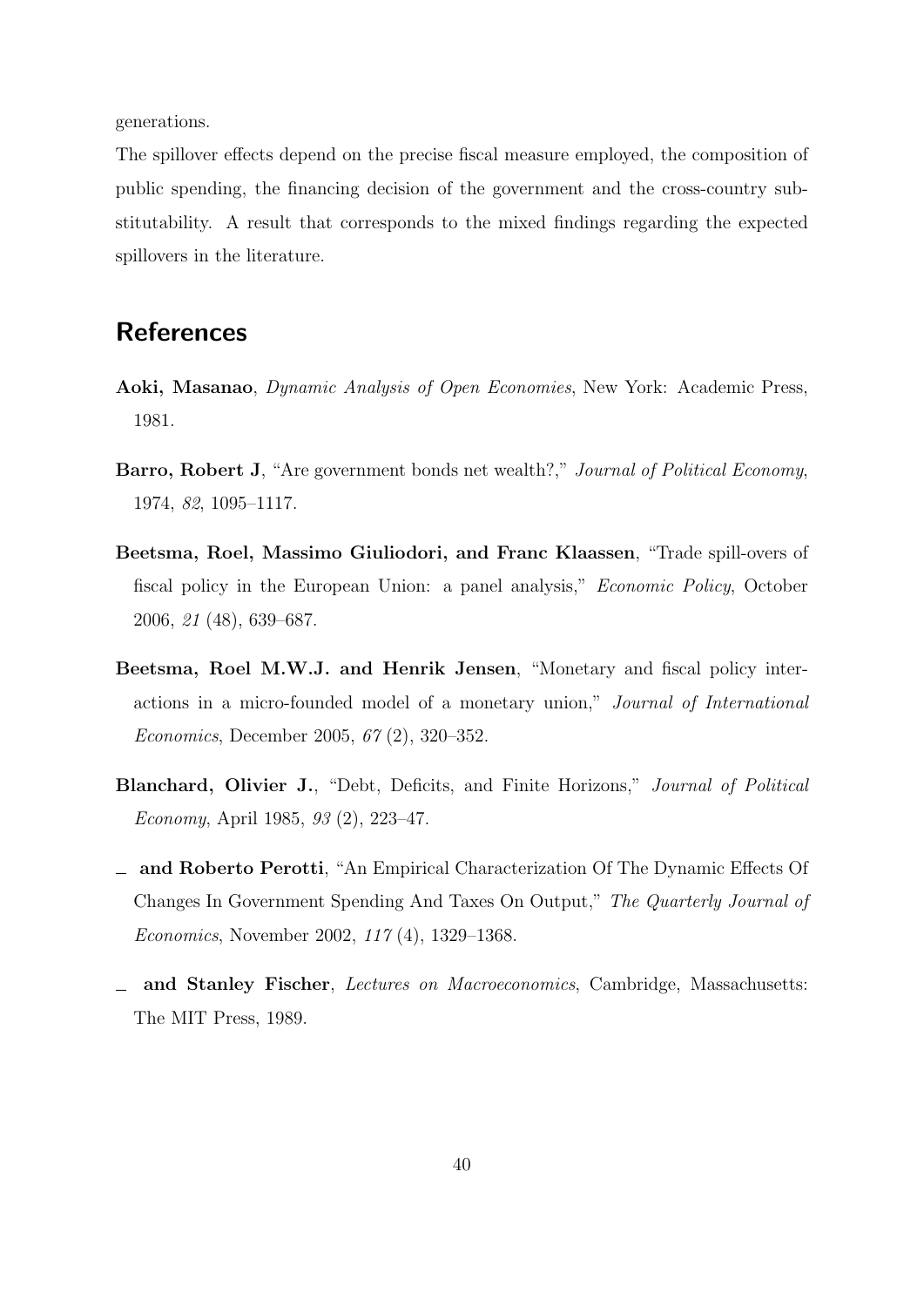generations.

The spillover effects depend on the precise fiscal measure employed, the composition of public spending, the financing decision of the government and the cross-country substitutability. A result that corresponds to the mixed findings regarding the expected spillovers in the literature.

## References

**Aoki, Masanao**, *Dynamic Analysis of Open Economies*, New York: Academic Press, 1981.

**Barro, Robert J**, "Are government bonds net wealth?," *Journal of Political Economy*, 1974, *82*, 1095–1117.

**Beetsma, Roel, Massimo Giuliodori, and Franc Klaassen**, "Trade spill-overs of fiscal policy in the European Union: a panel analysis," *Economic Policy*, October 2006, *21* (48), 639–687.

**Beetsma, Roel M.W.J. and Henrik Jensen**, "Monetary and fiscal policy interactions in a micro-founded model of a monetary union," *Journal of International Economics*, December 2005, *67* (2), 320–352.

**Blanchard, Olivier J.**, "Debt, Deficits, and Finite Horizons," *Journal of Political Economy*, April 1985, *93* (2), 223–47.

_ **and Roberto Perotti**, "An Empirical Characterization Of The Dynamic Effects Of Changes In Government Spending And Taxes On Output," *The Quarterly Journal of Economics*, November 2002, *117* (4), 1329–1368.

_ **and Stanley Fischer**, *Lectures on Macroeconomics*, Cambridge, Massachusetts: The MIT Press, 1989.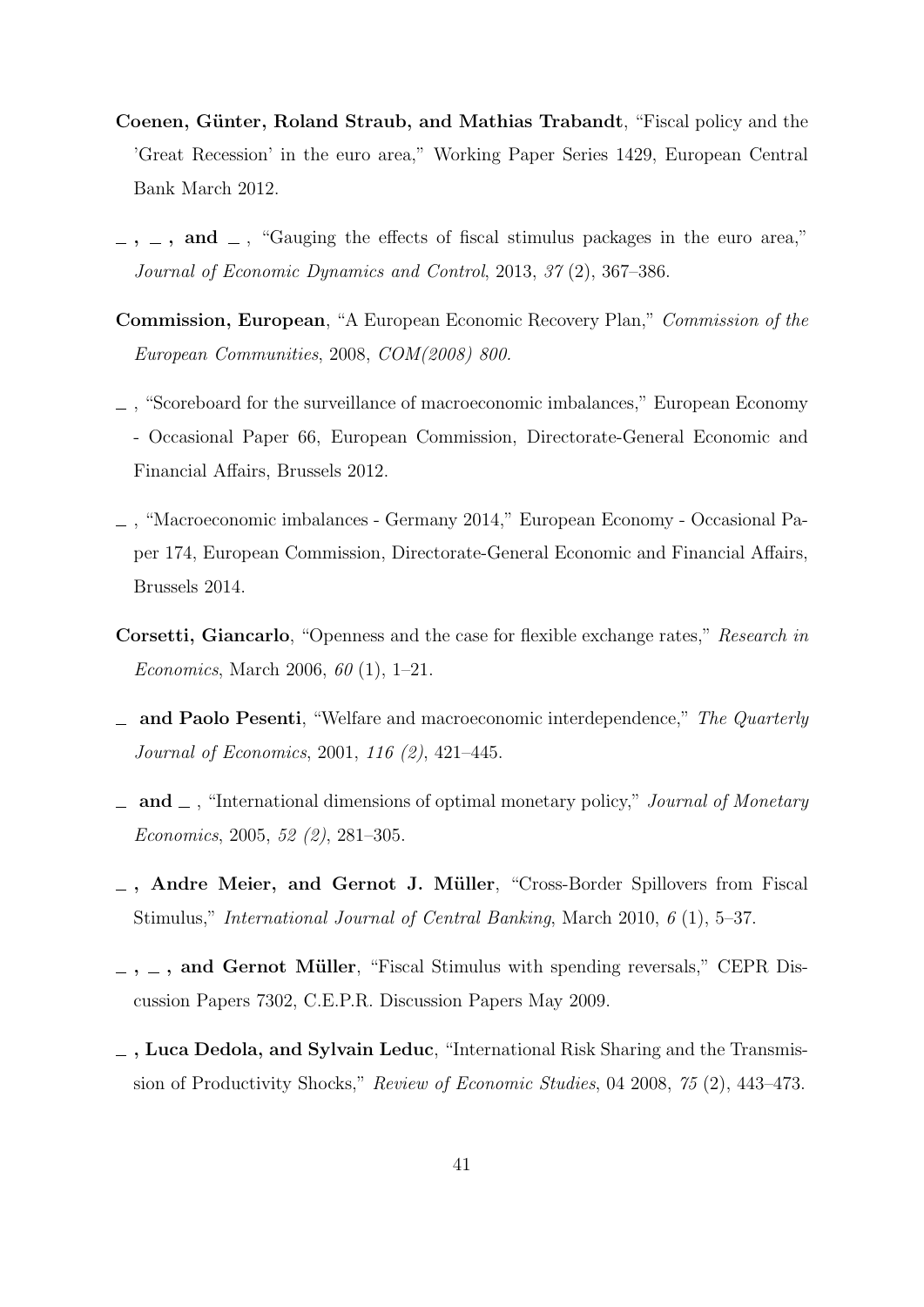**Coenen, Günter, Roland Straub, and Mathias Trabandt**, "Fiscal policy and the 'Great Recession' in the euro area," Working Paper Series 1429, European Central Bank March 2012.

**_ , _ , and _** , "Gauging the effects of fiscal stimulus packages in the euro area," *Journal of Economic Dynamics and Control*, 2013, *37* (2), 367–386.

**Commission, European**, "A European Economic Recovery Plan," *Commission of the European Communities*, 2008, *COM(2008) 800.*

_ , "Scoreboard for the surveillance of macroeconomic imbalances," European Economy - Occasional Paper 66, European Commission, Directorate-General Economic and Financial Affairs, Brussels 2012.

_ , "Macroeconomic imbalances - Germany 2014," European Economy - Occasional Paper 174, European Commission, Directorate-General Economic and Financial Affairs, Brussels 2014.

**Corsetti, Giancarlo**, "Openness and the case for flexible exchange rates," *Research in Economics*, March 2006, *60* (1), 1–21.

**_ and Paolo Pesenti**, "Welfare and macroeconomic interdependence," *The Quarterly Journal of Economics*, 2001, *116 (2)*, 421–445.

**_ and _** , "International dimensions of optimal monetary policy," *Journal of Monetary Economics*, 2005, *52 (2)*, 281–305.

**_ , Andre Meier, and Gernot J. Müller**, "Cross-Border Spillovers from Fiscal Stimulus," *International Journal of Central Banking*, March 2010, *6* (1), 5–37.

**_ , _ , and Gernot Müller**, "Fiscal Stimulus with spending reversals," CEPR Discussion Papers 7302, C.E.P.R. Discussion Papers May 2009.

**_ , Luca Dedola, and Sylvain Leduc**, "International Risk Sharing and the Transmission of Productivity Shocks," *Review of Economic Studies*, 04 2008, *75* (2), 443–473.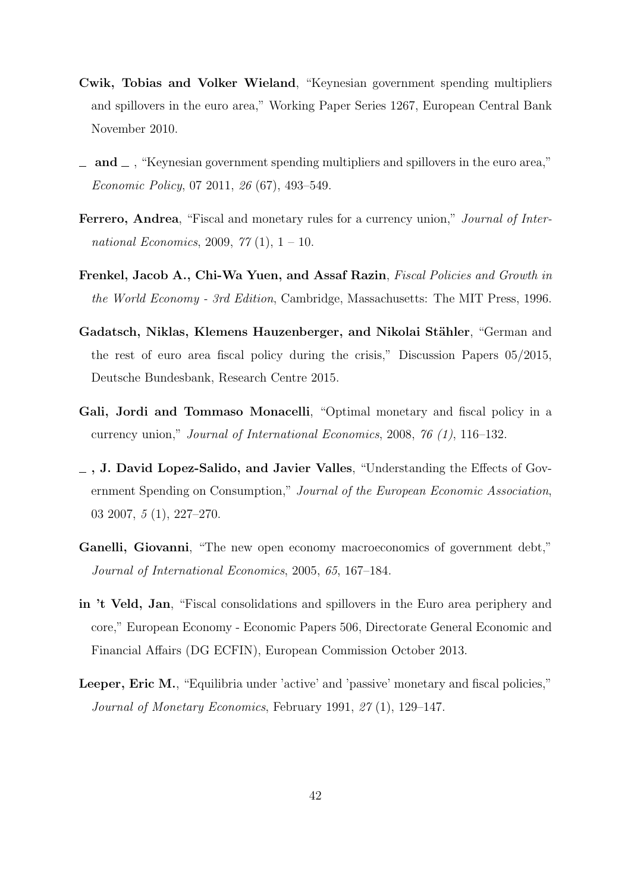**Cwik, Tobias and Volker Wieland**, "Keynesian government spending multipliers and spillovers in the euro area," Working Paper Series 1267, European Central Bank November 2010.

**_ and _** , "Keynesian government spending multipliers and spillovers in the euro area," *Economic Policy*, 07 2011, *26* (67), 493–549.

**Ferrero, Andrea**, "Fiscal and monetary rules for a currency union," *Journal of International Economics*, 2009, *77* (1), 1 – 10.

**Frenkel, Jacob A., Chi-Wa Yuen, and Assaf Razin**, *Fiscal Policies and Growth in the World Economy - 3rd Edition*, Cambridge, Massachusetts: The MIT Press, 1996.

**Gadatsch, Niklas, Klemens Hauzenberger, and Nikolai Stähler**, "German and the rest of euro area fiscal policy during the crisis," Discussion Papers 05/2015, Deutsche Bundesbank, Research Centre 2015.

**Gali, Jordi and Tommaso Monacelli**, "Optimal monetary and fiscal policy in a currency union," *Journal of International Economics*, 2008, *76 (1)*, 116–132.

**_ , J. David Lopez-Salido, and Javier Valles**, "Understanding the Effects of Government Spending on Consumption," *Journal of the European Economic Association*, 03 2007, *5* (1), 227–270.

**Ganelli, Giovanni**, "The new open economy macroeconomics of government debt," *Journal of International Economics*, 2005, *65*, 167–184.

**in 't Veld, Jan**, "Fiscal consolidations and spillovers in the Euro area periphery and core," European Economy - Economic Papers 506, Directorate General Economic and Financial Affairs (DG ECFIN), European Commission October 2013.

**Leeper, Eric M.**, "Equilibria under 'active' and 'passive' monetary and fiscal policies," *Journal of Monetary Economics*, February 1991, *27* (1), 129–147.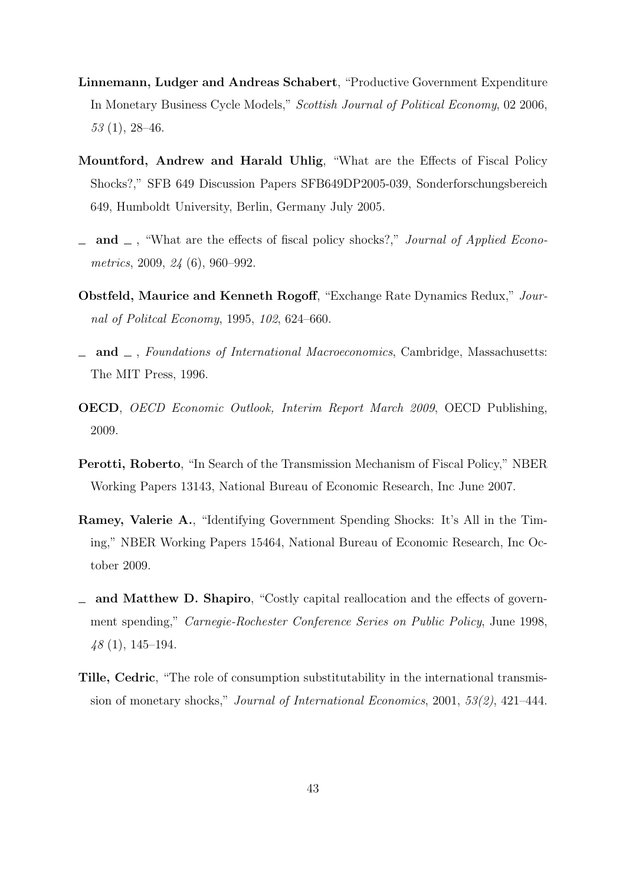**Linnemann, Ludger and Andreas Schabert**, "Productive Government Expenditure In Monetary Business Cycle Models," *Scottish Journal of Political Economy*, 02 2006, *53* (1), 28–46.

**Mountford, Andrew and Harald Uhlig**, "What are the Effects of Fiscal Policy Shocks?," SFB 649 Discussion Papers SFB649DP2005-039, Sonderforschungsbereich 649, Humboldt University, Berlin, Germany July 2005.

**_ and _** , "What are the effects of fiscal policy shocks?," *Journal of Applied Econometrics*, 2009, *24* (6), 960–992.

**Obstfeld, Maurice and Kenneth Rogoff**, "Exchange Rate Dynamics Redux," *Journal of Politcal Economy*, 1995, *102*, 624–660.

**_ and _** , *Foundations of International Macroeconomics*, Cambridge, Massachusetts: The MIT Press, 1996.

**OECD**, *OECD Economic Outlook, Interim Report March 2009*, OECD Publishing, 2009.

**Perotti, Roberto**, "In Search of the Transmission Mechanism of Fiscal Policy," NBER Working Papers 13143, National Bureau of Economic Research, Inc June 2007.

**Ramey, Valerie A.**, "Identifying Government Spending Shocks: It's All in the Timing," NBER Working Papers 15464, National Bureau of Economic Research, Inc October 2009.

**_ and Matthew D. Shapiro**, "Costly capital reallocation and the effects of government spending," *Carnegie-Rochester Conference Series on Public Policy*, June 1998, *48* (1), 145–194.

**Tille, Cedric**, "The role of consumption substitutability in the international transmission of monetary shocks," *Journal of International Economics*, 2001, *53(2)*, 421–444.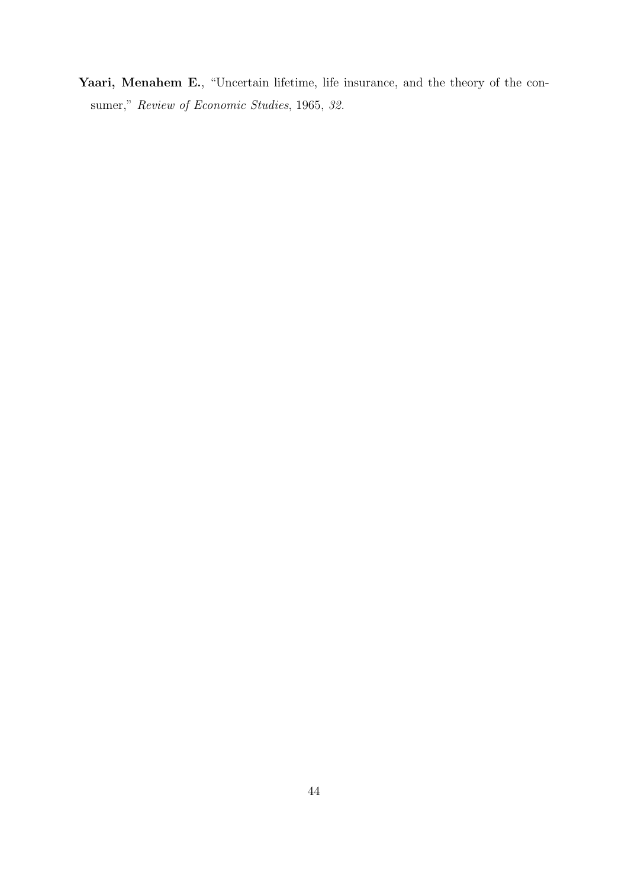**Yaari, Menahem E.**, "Uncertain lifetime, life insurance, and the theory of the consumer," *Review of Economic Studies*, 1965, *32.*